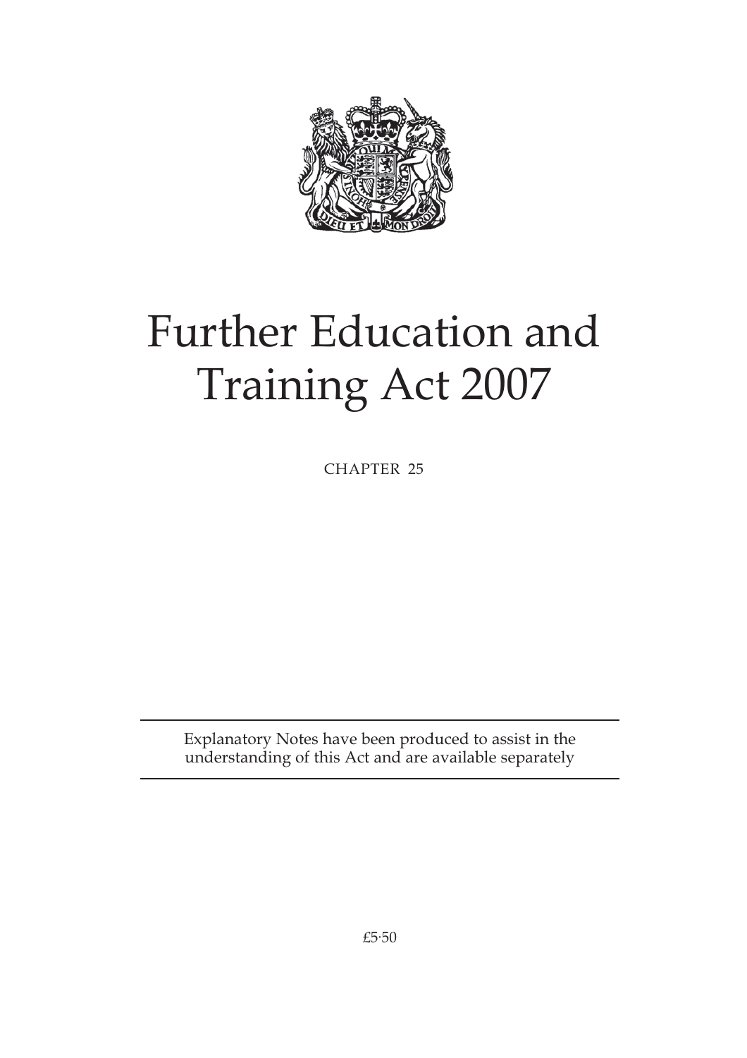# Further Education and Training Act 2007

CHAPTER 25

Explanatory Notes have been produced to assist in the understanding of this Act and are available separately

£5·50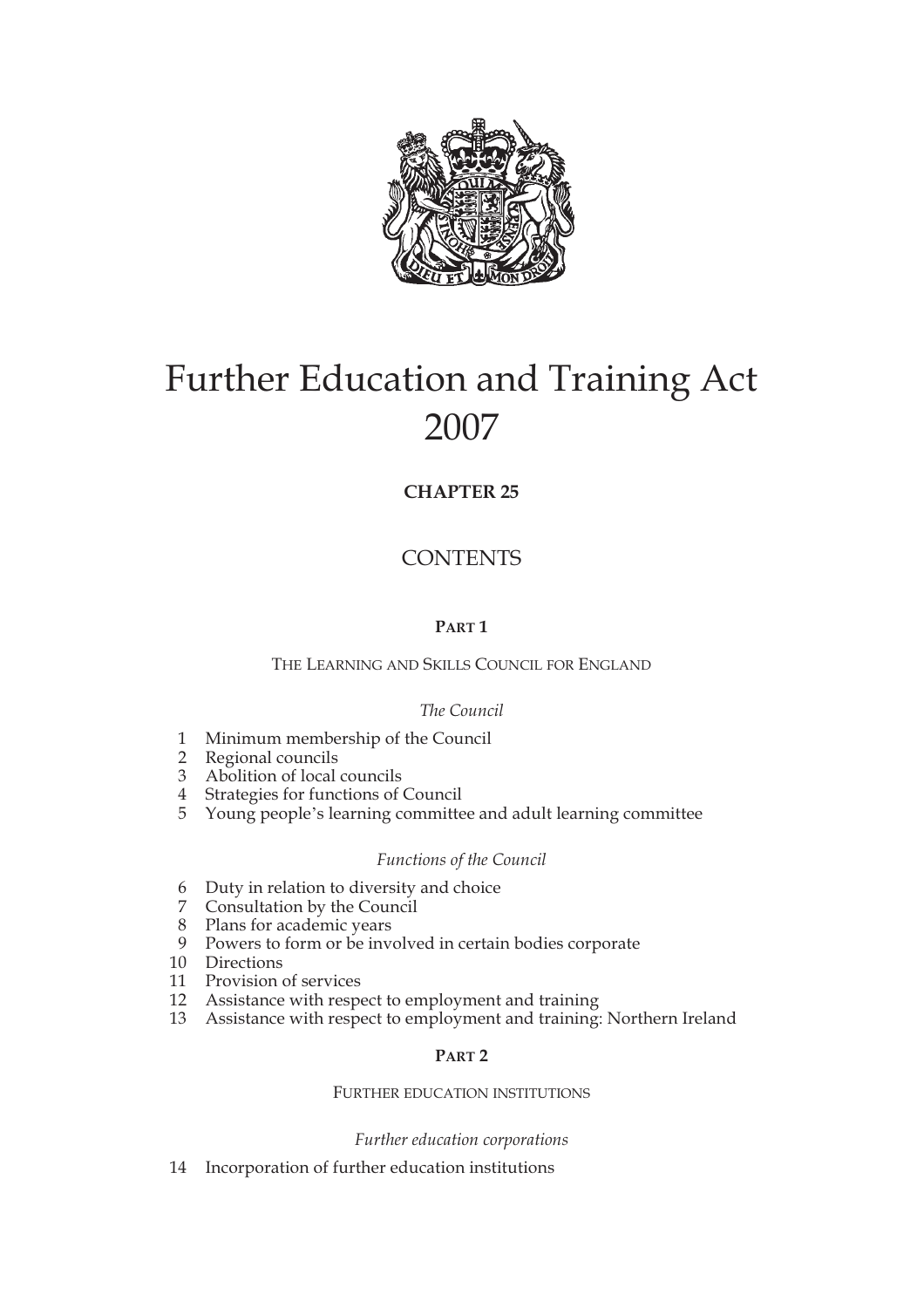# Further Education and Training Act 2007

**CHAPTER 25**

## CONTENTS

### PART 1

#### THE LEARNING AND SKILLS COUNCIL FOR ENGLAND

*The Council*

1 Minimum membership of the Council
2 Regional councils
3 Abolition of local councils
4 Strategies for functions of Council
5 Young people's learning committee and adult learning committee

*Functions of the Council*

6 Duty in relation to diversity and choice
7 Consultation by the Council
8 Plans for academic years
9 Powers to form or be involved in certain bodies corporate
10 Directions
11 Provision of services
12 Assistance with respect to employment and training
13 Assistance with respect to employment and training: Northern Ireland

### PART 2

#### FURTHER EDUCATION INSTITUTIONS

*Further education corporations*

14 Incorporation of further education institutions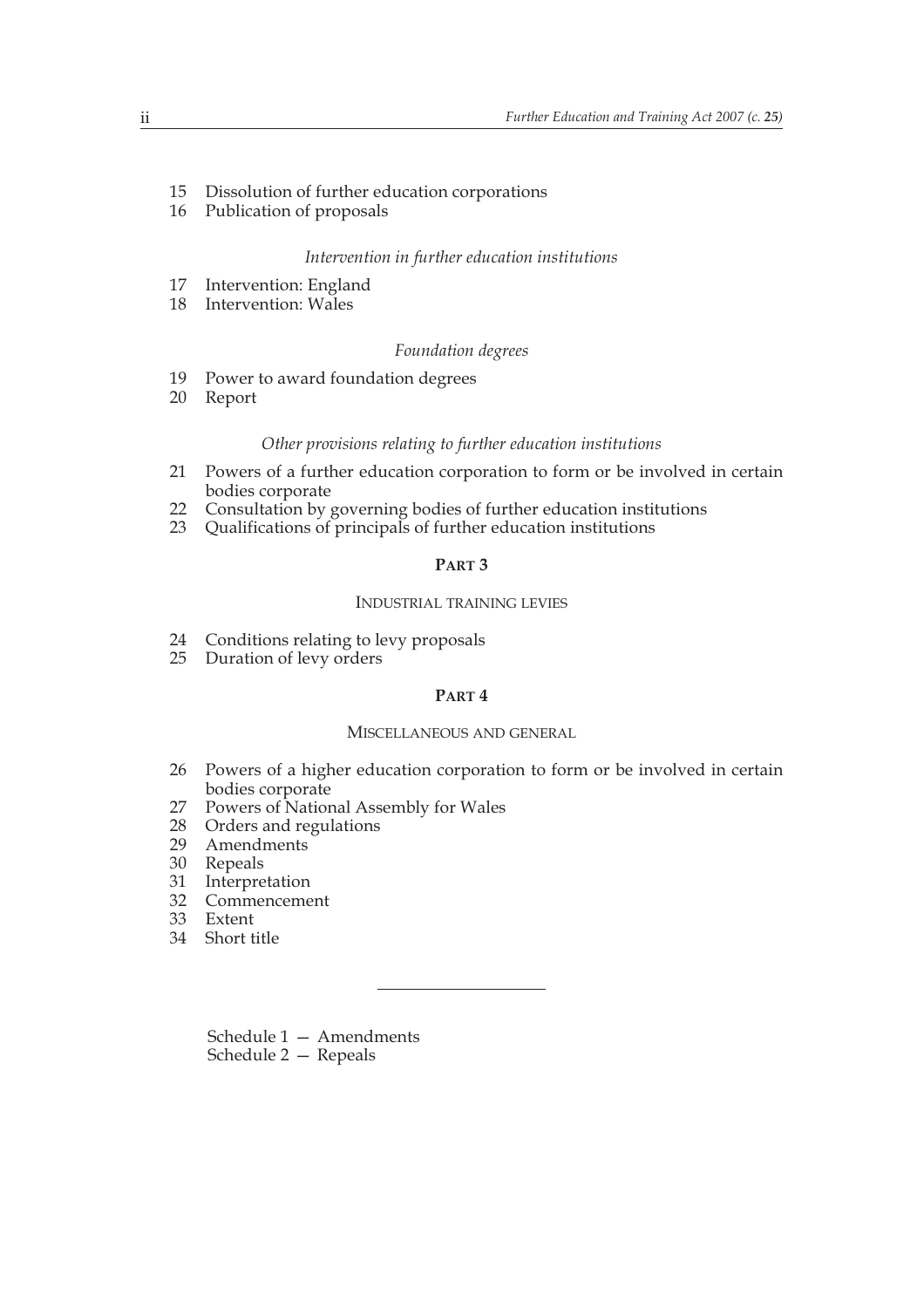15 Dissolution of further education corporations
16 Publication of proposals

*Intervention in further education institutions*

17 Intervention: England
18 Intervention: Wales

*Foundation degrees*

19 Power to award foundation degrees
20 Report

*Other provisions relating to further education institutions*

21 Powers of a further education corporation to form or be involved in certain bodies corporate
22 Consultation by governing bodies of further education institutions
23 Qualifications of principals of further education institutions

## PART 3

### INDUSTRIAL TRAINING LEVIES

24 Conditions relating to levy proposals
25 Duration of levy orders

## PART 4

### MISCELLANEOUS AND GENERAL

26 Powers of a higher education corporation to form or be involved in certain bodies corporate
27 Powers of National Assembly for Wales
28 Orders and regulations
29 Amendments
30 Repeals
31 Interpretation
32 Commencement
33 Extent
34 Short title

---

Schedule 1 — Amendments
Schedule 2 — Repeals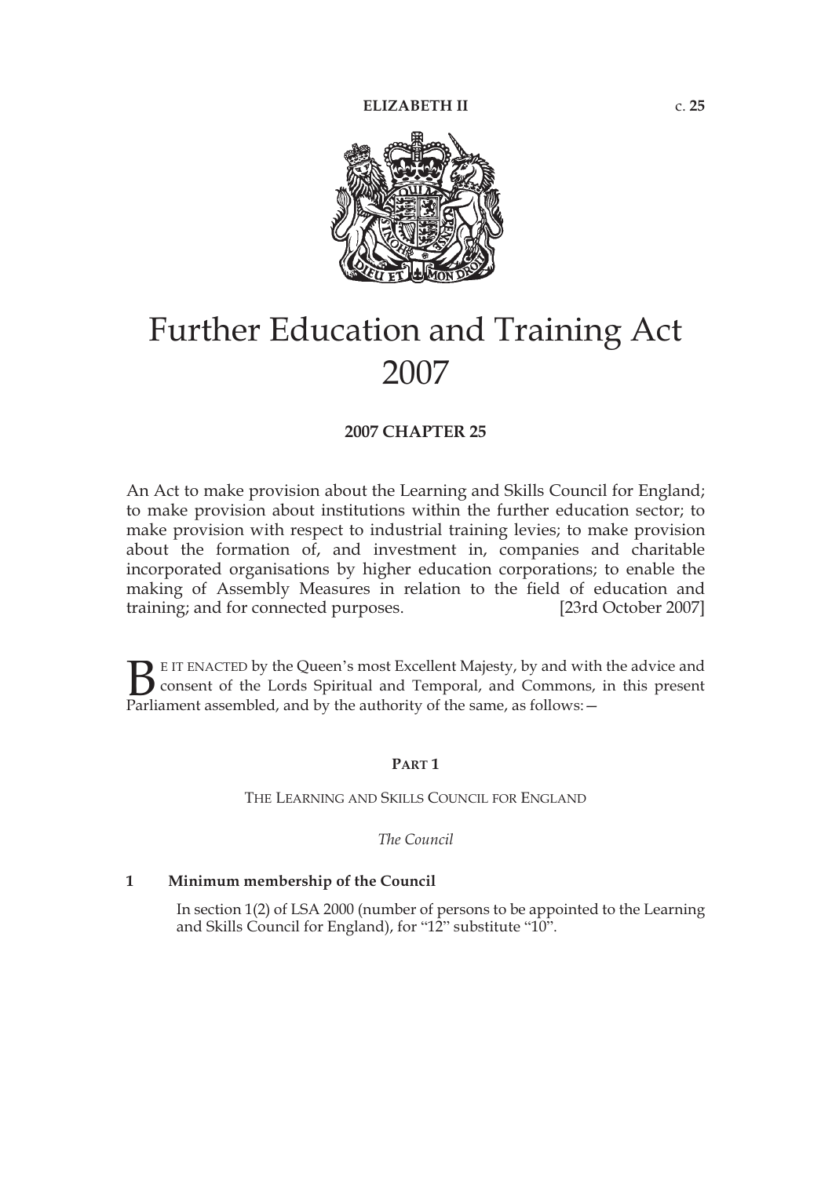# Further Education and Training Act 2007

## 2007 CHAPTER 25

An Act to make provision about the Learning and Skills Council for England; to make provision about institutions within the further education sector; to make provision with respect to industrial training levies; to make provision about the formation of, and investment in, companies and charitable incorporated organisations by higher education corporations; to enable the making of Assembly Measures in relation to the field of education and training; and for connected purposes. [23rd October 2007]

BE IT ENACTED by the Queen's most Excellent Majesty, by and with the advice and consent of the Lords Spiritual and Temporal, and Commons, in this present Parliament assembled, and by the authority of the same, as follows:—

## PART 1

### THE LEARNING AND SKILLS COUNCIL FOR ENGLAND

*The Council*

**1 Minimum membership of the Council**

In section 1(2) of LSA 2000 (number of persons to be appointed to the Learning and Skills Council for England), for "12" substitute "10".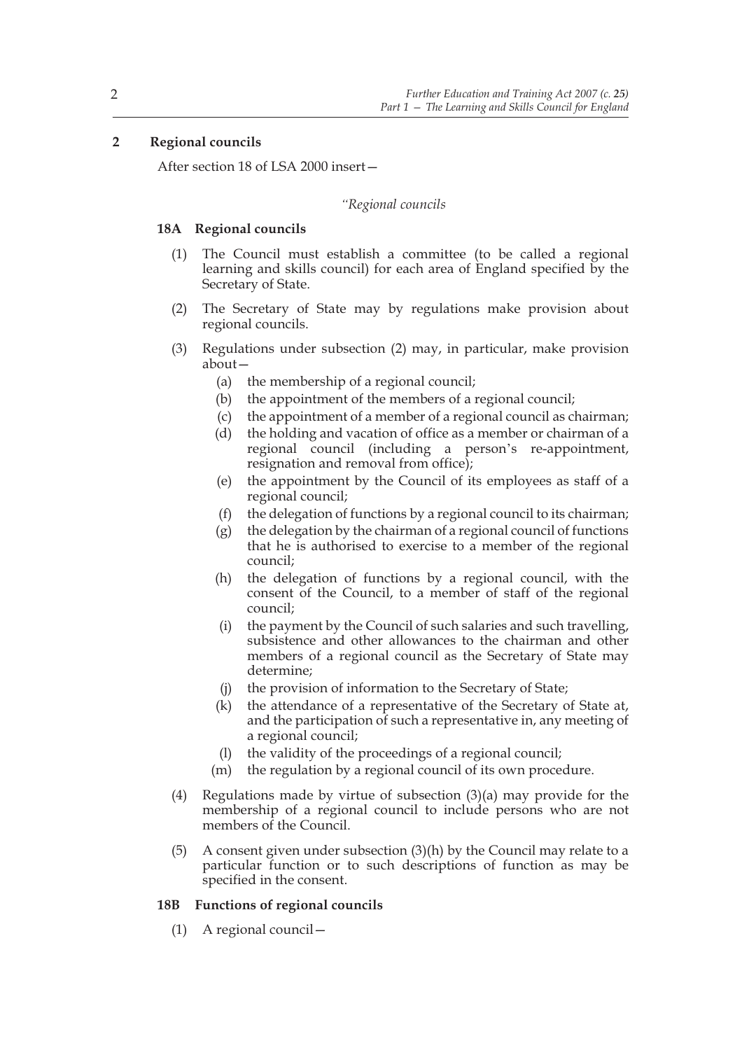## 2 Regional councils

After section 18 of LSA 2000 insert—

*"Regional councils*

### 18A Regional councils

(1) The Council must establish a committee (to be called a regional learning and skills council) for each area of England specified by the Secretary of State.

(2) The Secretary of State may by regulations make provision about regional councils.

(3) Regulations under subsection (2) may, in particular, make provision about—

- (a) the membership of a regional council;
- (b) the appointment of the members of a regional council;
- (c) the appointment of a member of a regional council as chairman;
- (d) the holding and vacation of office as a member or chairman of a regional council (including a person's re-appointment, resignation and removal from office);
- (e) the appointment by the Council of its employees as staff of a regional council;
- (f) the delegation of functions by a regional council to its chairman;
- (g) the delegation by the chairman of a regional council of functions that he is authorised to exercise to a member of the regional council;
- (h) the delegation of functions by a regional council, with the consent of the Council, to a member of staff of the regional council;
- (i) the payment by the Council of such salaries and such travelling, subsistence and other allowances to the chairman and other members of a regional council as the Secretary of State may determine;
- (j) the provision of information to the Secretary of State;
- (k) the attendance of a representative of the Secretary of State at, and the participation of such a representative in, any meeting of a regional council;
- (l) the validity of the proceedings of a regional council;
- (m) the regulation by a regional council of its own procedure.

(4) Regulations made by virtue of subsection (3)(a) may provide for the membership of a regional council to include persons who are not members of the Council.

(5) A consent given under subsection (3)(h) by the Council may relate to a particular function or to such descriptions of function as may be specified in the consent.

### 18B Functions of regional councils

(1) A regional council—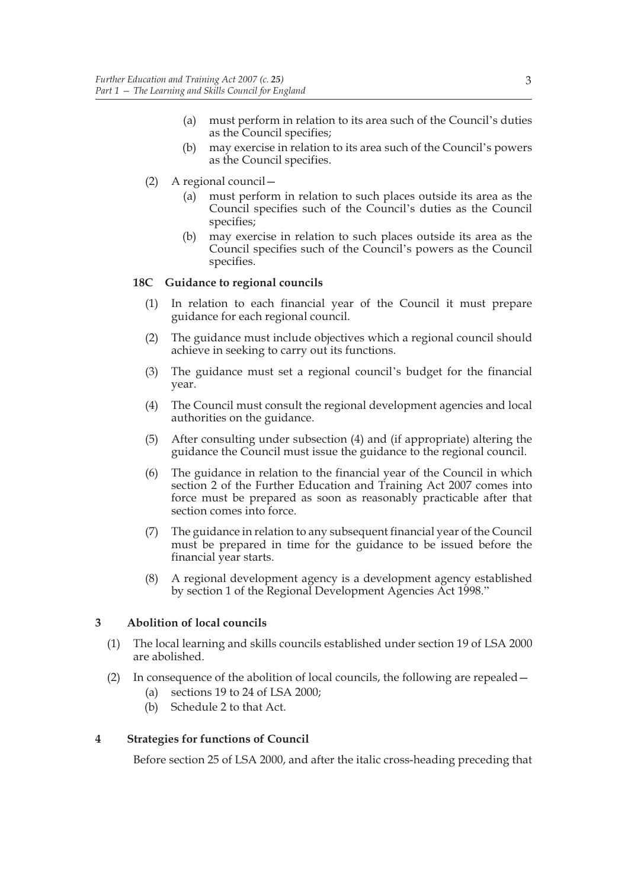(a) must perform in relation to its area such of the Council's duties as the Council specifies;

(b) may exercise in relation to its area such of the Council's powers as the Council specifies.

(2) A regional council—

(a) must perform in relation to such places outside its area as the Council specifies such of the Council's duties as the Council specifies;

(b) may exercise in relation to such places outside its area as the Council specifies such of the Council's powers as the Council specifies.

**18C Guidance to regional councils**

(1) In relation to each financial year of the Council it must prepare guidance for each regional council.

(2) The guidance must include objectives which a regional council should achieve in seeking to carry out its functions.

(3) The guidance must set a regional council's budget for the financial year.

(4) The Council must consult the regional development agencies and local authorities on the guidance.

(5) After consulting under subsection (4) and (if appropriate) altering the guidance the Council must issue the guidance to the regional council.

(6) The guidance in relation to the financial year of the Council in which section 2 of the Further Education and Training Act 2007 comes into force must be prepared as soon as reasonably practicable after that section comes into force.

(7) The guidance in relation to any subsequent financial year of the Council must be prepared in time for the guidance to be issued before the financial year starts.

(8) A regional development agency is a development agency established by section 1 of the Regional Development Agencies Act 1998."

## 3 Abolition of local councils

(1) The local learning and skills councils established under section 19 of LSA 2000 are abolished.

(2) In consequence of the abolition of local councils, the following are repealed—

(a) sections 19 to 24 of LSA 2000;

(b) Schedule 2 to that Act.

## 4 Strategies for functions of Council

Before section 25 of LSA 2000, and after the italic cross-heading preceding that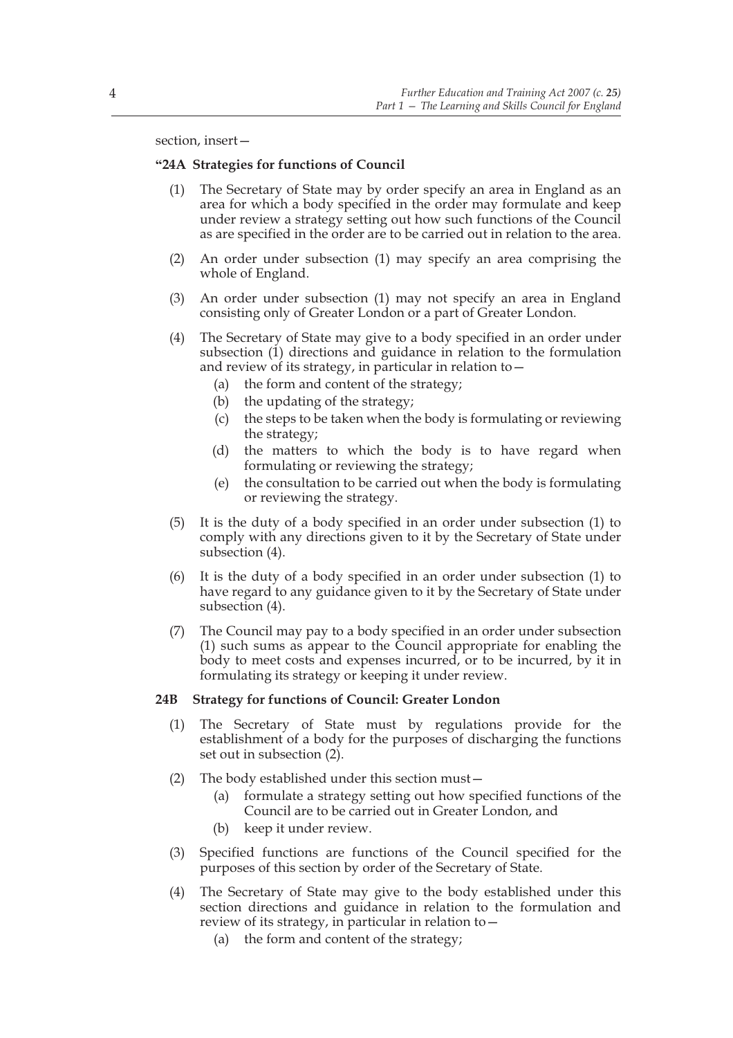section, insert—

**"24A Strategies for functions of Council**

(1) The Secretary of State may by order specify an area in England as an area for which a body specified in the order may formulate and keep under review a strategy setting out how such functions of the Council as are specified in the order are to be carried out in relation to the area.

(2) An order under subsection (1) may specify an area comprising the whole of England.

(3) An order under subsection (1) may not specify an area in England consisting only of Greater London or a part of Greater London.

(4) The Secretary of State may give to a body specified in an order under subsection (1) directions and guidance in relation to the formulation and review of its strategy, in particular in relation to—

   (a) the form and content of the strategy;

   (b) the updating of the strategy;

   (c) the steps to be taken when the body is formulating or reviewing the strategy;

   (d) the matters to which the body is to have regard when formulating or reviewing the strategy;

   (e) the consultation to be carried out when the body is formulating or reviewing the strategy.

(5) It is the duty of a body specified in an order under subsection (1) to comply with any directions given to it by the Secretary of State under subsection (4).

(6) It is the duty of a body specified in an order under subsection (1) to have regard to any guidance given to it by the Secretary of State under subsection (4).

(7) The Council may pay to a body specified in an order under subsection (1) such sums as appear to the Council appropriate for enabling the body to meet costs and expenses incurred, or to be incurred, by it in formulating its strategy or keeping it under review.

**24B Strategy for functions of Council: Greater London**

(1) The Secretary of State must by regulations provide for the establishment of a body for the purposes of discharging the functions set out in subsection (2).

(2) The body established under this section must—

   (a) formulate a strategy setting out how specified functions of the Council are to be carried out in Greater London, and

   (b) keep it under review.

(3) Specified functions are functions of the Council specified for the purposes of this section by order of the Secretary of State.

(4) The Secretary of State may give to the body established under this section directions and guidance in relation to the formulation and review of its strategy, in particular in relation to—

   (a) the form and content of the strategy;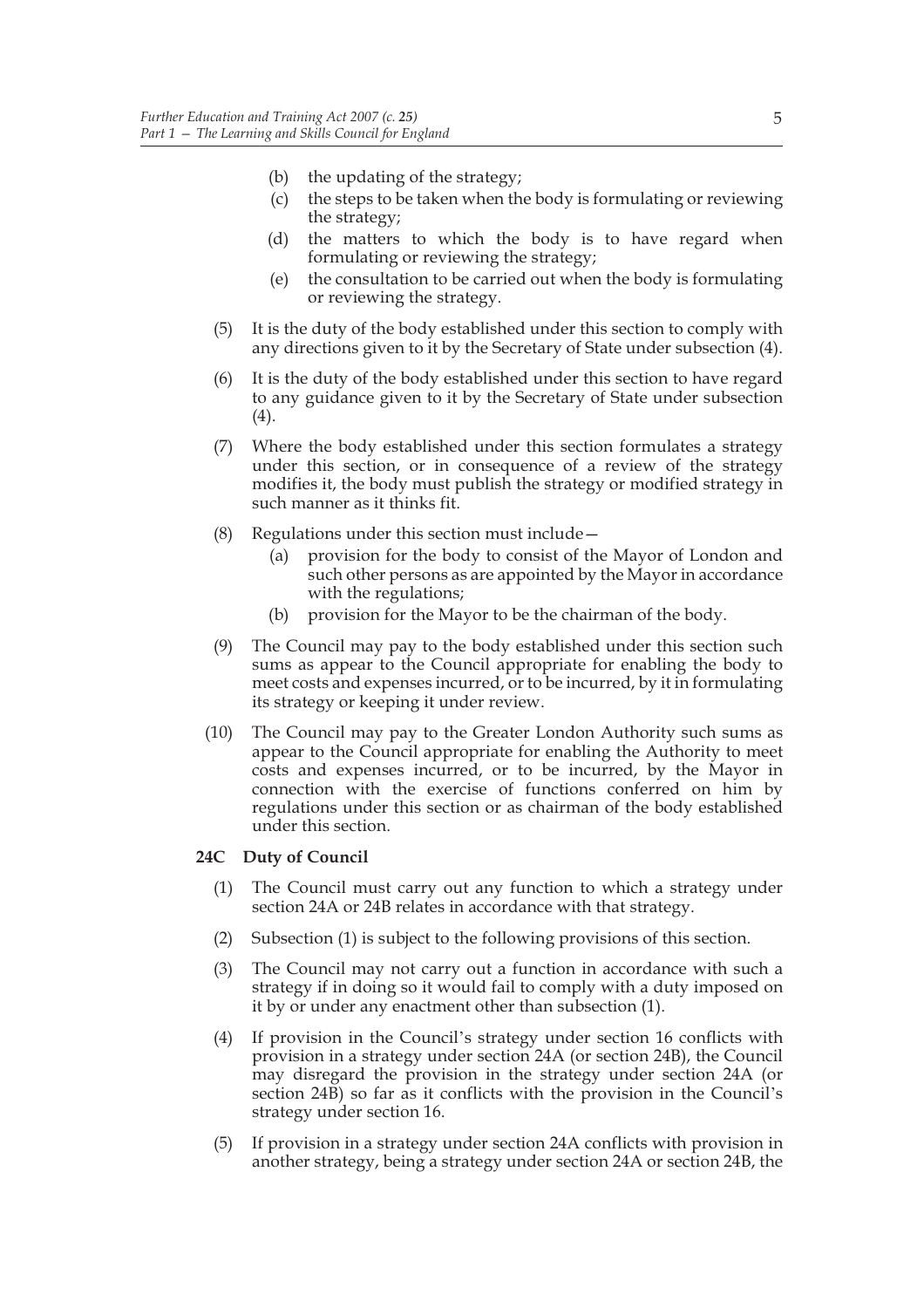(b) the updating of the strategy;

(c) the steps to be taken when the body is formulating or reviewing the strategy;

(d) the matters to which the body is to have regard when formulating or reviewing the strategy;

(e) the consultation to be carried out when the body is formulating or reviewing the strategy.

(5) It is the duty of the body established under this section to comply with any directions given to it by the Secretary of State under subsection (4).

(6) It is the duty of the body established under this section to have regard to any guidance given to it by the Secretary of State under subsection (4).

(7) Where the body established under this section formulates a strategy under this section, or in consequence of a review of the strategy modifies it, the body must publish the strategy or modified strategy in such manner as it thinks fit.

(8) Regulations under this section must include—

(a) provision for the body to consist of the Mayor of London and such other persons as are appointed by the Mayor in accordance with the regulations;

(b) provision for the Mayor to be the chairman of the body.

(9) The Council may pay to the body established under this section such sums as appear to the Council appropriate for enabling the body to meet costs and expenses incurred, or to be incurred, by it in formulating its strategy or keeping it under review.

(10) The Council may pay to the Greater London Authority such sums as appear to the Council appropriate for enabling the Authority to meet costs and expenses incurred, or to be incurred, by the Mayor in connection with the exercise of functions conferred on him by regulations under this section or as chairman of the body established under this section.

**24C Duty of Council**

(1) The Council must carry out any function to which a strategy under section 24A or 24B relates in accordance with that strategy.

(2) Subsection (1) is subject to the following provisions of this section.

(3) The Council may not carry out a function in accordance with such a strategy if in doing so it would fail to comply with a duty imposed on it by or under any enactment other than subsection (1).

(4) If provision in the Council's strategy under section 16 conflicts with provision in a strategy under section 24A (or section 24B), the Council may disregard the provision in the strategy under section 24A (or section 24B) so far as it conflicts with the provision in the Council's strategy under section 16.

(5) If provision in a strategy under section 24A conflicts with provision in another strategy, being a strategy under section 24A or section 24B, the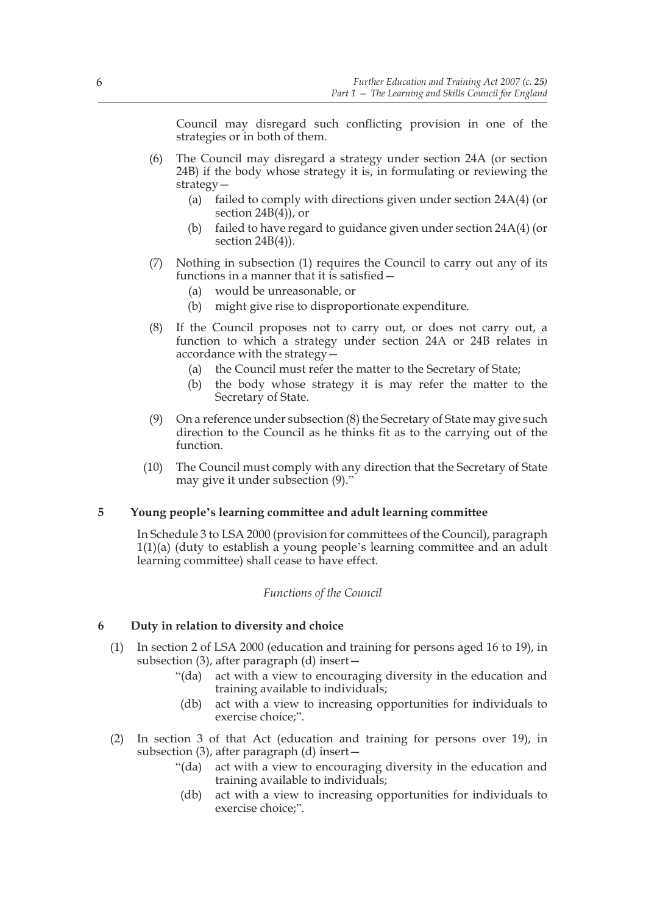Council may disregard such conflicting provision in one of the strategies or in both of them.

(6) The Council may disregard a strategy under section 24A (or section 24B) if the body whose strategy it is, in formulating or reviewing the strategy—

(a) failed to comply with directions given under section 24A(4) (or section 24B(4)), or

(b) failed to have regard to guidance given under section 24A(4) (or section 24B(4)).

(7) Nothing in subsection (1) requires the Council to carry out any of its functions in a manner that it is satisfied—

(a) would be unreasonable, or

(b) might give rise to disproportionate expenditure.

(8) If the Council proposes not to carry out, or does not carry out, a function to which a strategy under section 24A or 24B relates in accordance with the strategy—

(a) the Council must refer the matter to the Secretary of State;

(b) the body whose strategy it is may refer the matter to the Secretary of State.

(9) On a reference under subsection (8) the Secretary of State may give such direction to the Council as he thinks fit as to the carrying out of the function.

(10) The Council must comply with any direction that the Secretary of State may give it under subsection (9)."

## 5 Young people's learning committee and adult learning committee

In Schedule 3 to LSA 2000 (provision for committees of the Council), paragraph 1(1)(a) (duty to establish a young people's learning committee and an adult learning committee) shall cease to have effect.

*Functions of the Council*

## 6 Duty in relation to diversity and choice

(1) In section 2 of LSA 2000 (education and training for persons aged 16 to 19), in subsection (3), after paragraph (d) insert—

"(da) act with a view to encouraging diversity in the education and training available to individuals;

(db) act with a view to increasing opportunities for individuals to exercise choice;".

(2) In section 3 of that Act (education and training for persons over 19), in subsection (3), after paragraph (d) insert—

"(da) act with a view to encouraging diversity in the education and training available to individuals;

(db) act with a view to increasing opportunities for individuals to exercise choice;".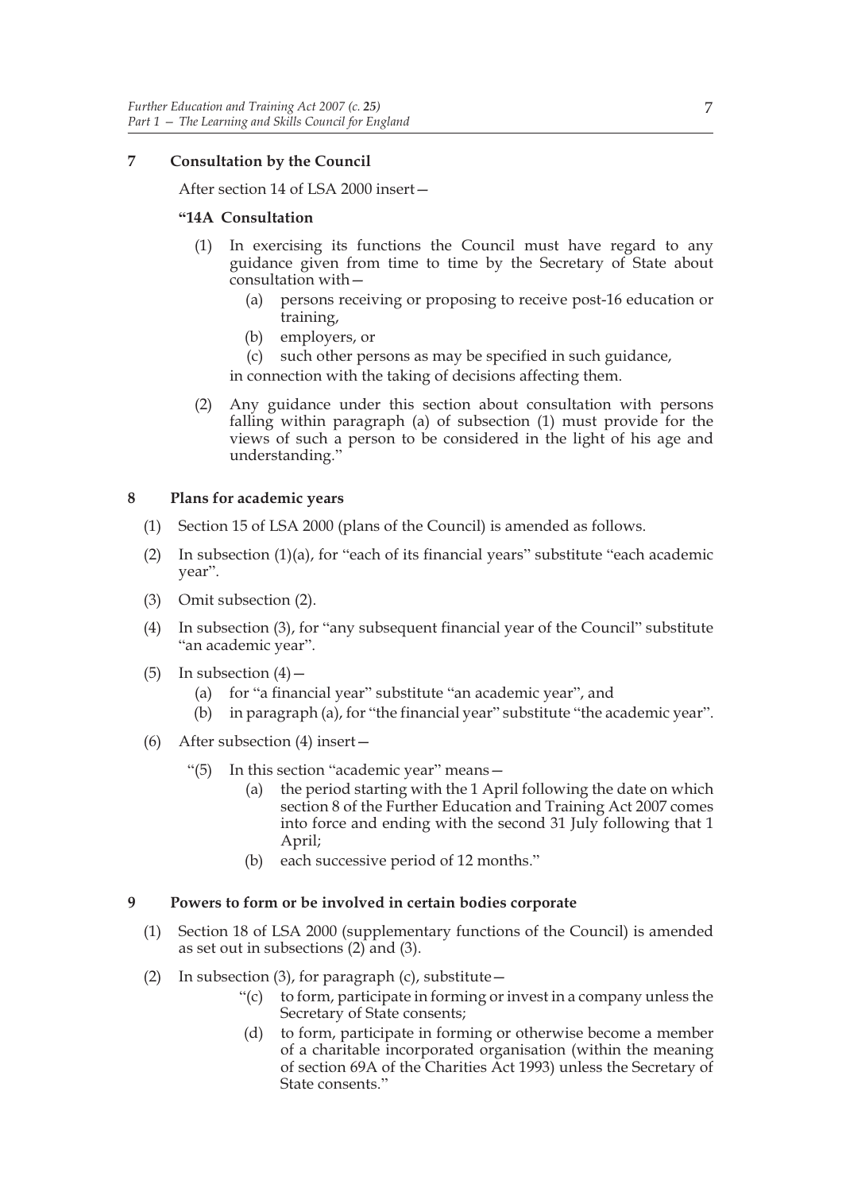### 7 Consultation by the Council

After section 14 of LSA 2000 insert—

**"14A Consultation**

(1) In exercising its functions the Council must have regard to any guidance given from time to time by the Secretary of State about consultation with—

(a) persons receiving or proposing to receive post-16 education or training,

(b) employers, or

(c) such other persons as may be specified in such guidance,

in connection with the taking of decisions affecting them.

(2) Any guidance under this section about consultation with persons falling within paragraph (a) of subsection (1) must provide for the views of such a person to be considered in the light of his age and understanding."

### 8 Plans for academic years

(1) Section 15 of LSA 2000 (plans of the Council) is amended as follows.

(2) In subsection (1)(a), for "each of its financial years" substitute "each academic year".

(3) Omit subsection (2).

(4) In subsection (3), for "any subsequent financial year of the Council" substitute "an academic year".

(5) In subsection (4)—

(a) for "a financial year" substitute "an academic year", and

(b) in paragraph (a), for "the financial year" substitute "the academic year".

(6) After subsection (4) insert—

"(5) In this section "academic year" means—

(a) the period starting with the 1 April following the date on which section 8 of the Further Education and Training Act 2007 comes into force and ending with the second 31 July following that 1 April;

(b) each successive period of 12 months."

### 9 Powers to form or be involved in certain bodies corporate

(1) Section 18 of LSA 2000 (supplementary functions of the Council) is amended as set out in subsections (2) and (3).

(2) In subsection (3), for paragraph (c), substitute—

"(c) to form, participate in forming or invest in a company unless the Secretary of State consents;

(d) to form, participate in forming or otherwise become a member of a charitable incorporated organisation (within the meaning of section 69A of the Charities Act 1993) unless the Secretary of State consents."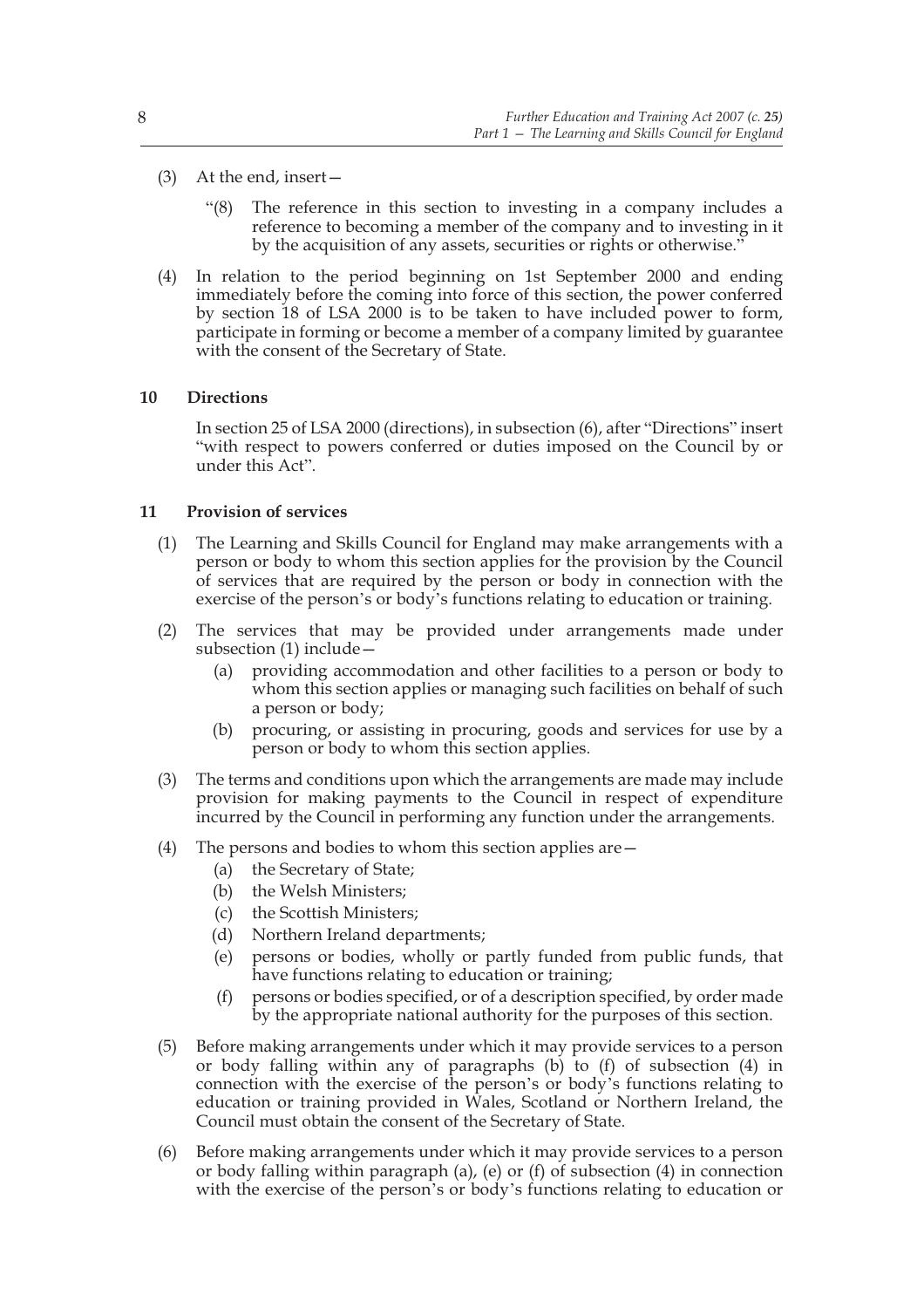(3) At the end, insert—

> "(8) The reference in this section to investing in a company includes a reference to becoming a member of the company and to investing in it by the acquisition of any assets, securities or rights or otherwise."

(4) In relation to the period beginning on 1st September 2000 and ending immediately before the coming into force of this section, the power conferred by section 18 of LSA 2000 is to be taken to have included power to form, participate in forming or become a member of a company limited by guarantee with the consent of the Secretary of State.

### 10 Directions

In section 25 of LSA 2000 (directions), in subsection (6), after "Directions" insert "with respect to powers conferred or duties imposed on the Council by or under this Act".

### 11 Provision of services

(1) The Learning and Skills Council for England may make arrangements with a person or body to whom this section applies for the provision by the Council of services that are required by the person or body in connection with the exercise of the person's or body's functions relating to education or training.

(2) The services that may be provided under arrangements made under subsection (1) include—

- (a) providing accommodation and other facilities to a person or body to whom this section applies or managing such facilities on behalf of such a person or body;
- (b) procuring, or assisting in procuring, goods and services for use by a person or body to whom this section applies.

(3) The terms and conditions upon which the arrangements are made may include provision for making payments to the Council in respect of expenditure incurred by the Council in performing any function under the arrangements.

(4) The persons and bodies to whom this section applies are—

- (a) the Secretary of State;
- (b) the Welsh Ministers;
- (c) the Scottish Ministers;
- (d) Northern Ireland departments;
- (e) persons or bodies, wholly or partly funded from public funds, that have functions relating to education or training;
- (f) persons or bodies specified, or of a description specified, by order made by the appropriate national authority for the purposes of this section.

(5) Before making arrangements under which it may provide services to a person or body falling within any of paragraphs (b) to (f) of subsection (4) in connection with the exercise of the person's or body's functions relating to education or training provided in Wales, Scotland or Northern Ireland, the Council must obtain the consent of the Secretary of State.

(6) Before making arrangements under which it may provide services to a person or body falling within paragraph (a), (e) or (f) of subsection (4) in connection with the exercise of the person's or body's functions relating to education or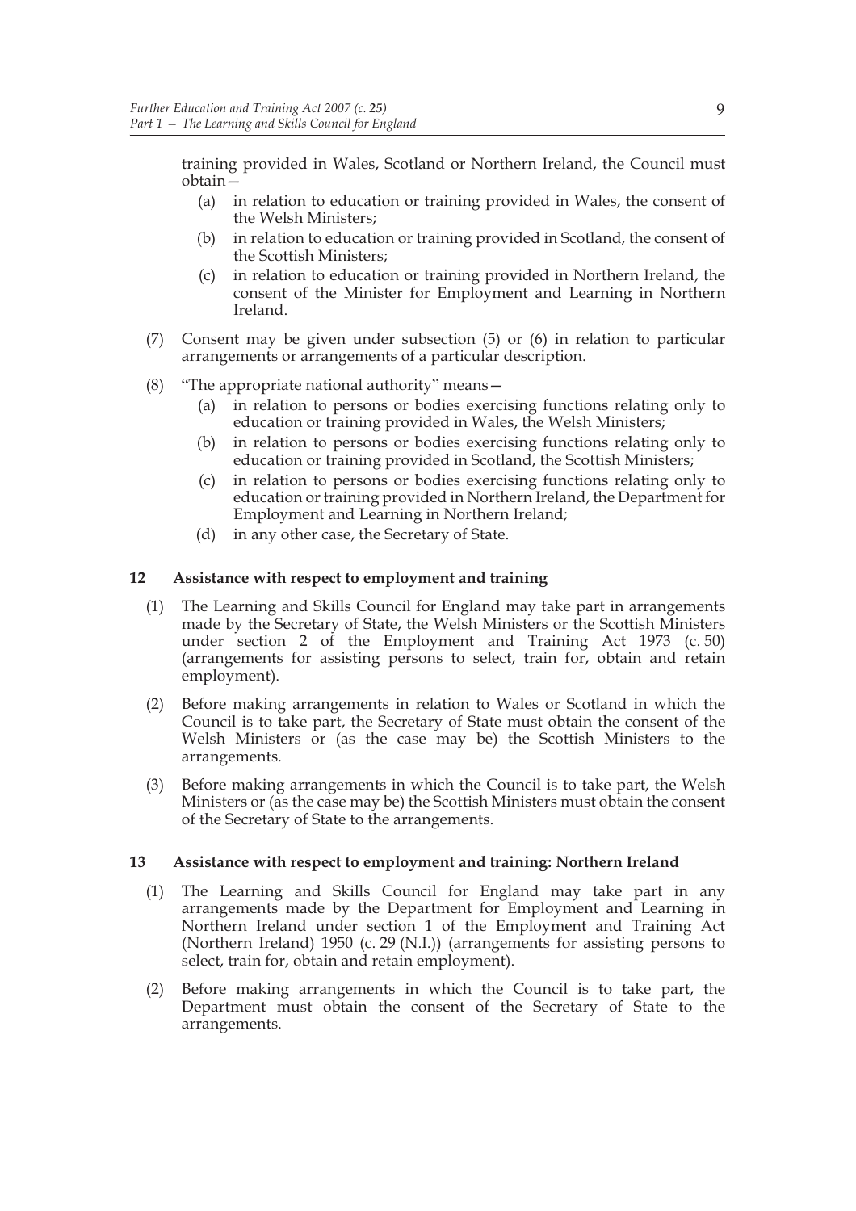training provided in Wales, Scotland or Northern Ireland, the Council must obtain—

(a) in relation to education or training provided in Wales, the consent of the Welsh Ministers;

(b) in relation to education or training provided in Scotland, the consent of the Scottish Ministers;

(c) in relation to education or training provided in Northern Ireland, the consent of the Minister for Employment and Learning in Northern Ireland.

(7) Consent may be given under subsection (5) or (6) in relation to particular arrangements or arrangements of a particular description.

(8) "The appropriate national authority" means—

(a) in relation to persons or bodies exercising functions relating only to education or training provided in Wales, the Welsh Ministers;

(b) in relation to persons or bodies exercising functions relating only to education or training provided in Scotland, the Scottish Ministers;

(c) in relation to persons or bodies exercising functions relating only to education or training provided in Northern Ireland, the Department for Employment and Learning in Northern Ireland;

(d) in any other case, the Secretary of State.

### 12 Assistance with respect to employment and training

(1) The Learning and Skills Council for England may take part in arrangements made by the Secretary of State, the Welsh Ministers or the Scottish Ministers under section 2 of the Employment and Training Act 1973 (c. 50) (arrangements for assisting persons to select, train for, obtain and retain employment).

(2) Before making arrangements in relation to Wales or Scotland in which the Council is to take part, the Secretary of State must obtain the consent of the Welsh Ministers or (as the case may be) the Scottish Ministers to the arrangements.

(3) Before making arrangements in which the Council is to take part, the Welsh Ministers or (as the case may be) the Scottish Ministers must obtain the consent of the Secretary of State to the arrangements.

### 13 Assistance with respect to employment and training: Northern Ireland

(1) The Learning and Skills Council for England may take part in any arrangements made by the Department for Employment and Learning in Northern Ireland under section 1 of the Employment and Training Act (Northern Ireland) 1950 (c. 29 (N.I.)) (arrangements for assisting persons to select, train for, obtain and retain employment).

(2) Before making arrangements in which the Council is to take part, the Department must obtain the consent of the Secretary of State to the arrangements.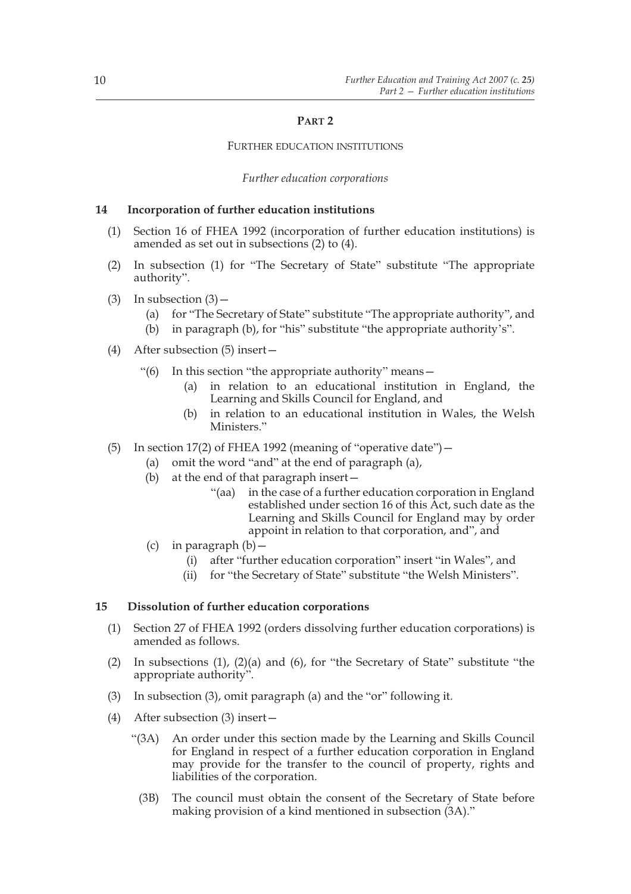## PART 2

### FURTHER EDUCATION INSTITUTIONS

*Further education corporations*

**14 Incorporation of further education institutions**

(1) Section 16 of FHEA 1992 (incorporation of further education institutions) is amended as set out in subsections (2) to (4).

(2) In subsection (1) for "The Secretary of State" substitute "The appropriate authority".

(3) In subsection (3)—

(a) for "The Secretary of State" substitute "The appropriate authority", and

(b) in paragraph (b), for "his" substitute "the appropriate authority's".

(4) After subsection (5) insert—

"(6) In this section "the appropriate authority" means—

(a) in relation to an educational institution in England, the Learning and Skills Council for England, and

(b) in relation to an educational institution in Wales, the Welsh Ministers."

(5) In section 17(2) of FHEA 1992 (meaning of "operative date")—

(a) omit the word "and" at the end of paragraph (a),

(b) at the end of that paragraph insert—

"(aa) in the case of a further education corporation in England established under section 16 of this Act, such date as the Learning and Skills Council for England may by order appoint in relation to that corporation, and", and

(c) in paragraph (b)—

(i) after "further education corporation" insert "in Wales", and

(ii) for "the Secretary of State" substitute "the Welsh Ministers".

**15 Dissolution of further education corporations**

(1) Section 27 of FHEA 1992 (orders dissolving further education corporations) is amended as follows.

(2) In subsections (1), (2)(a) and (6), for "the Secretary of State" substitute "the appropriate authority".

(3) In subsection (3), omit paragraph (a) and the "or" following it.

(4) After subsection (3) insert—

"(3A) An order under this section made by the Learning and Skills Council for England in respect of a further education corporation in England may provide for the transfer to the council of property, rights and liabilities of the corporation.

(3B) The council must obtain the consent of the Secretary of State before making provision of a kind mentioned in subsection (3A)."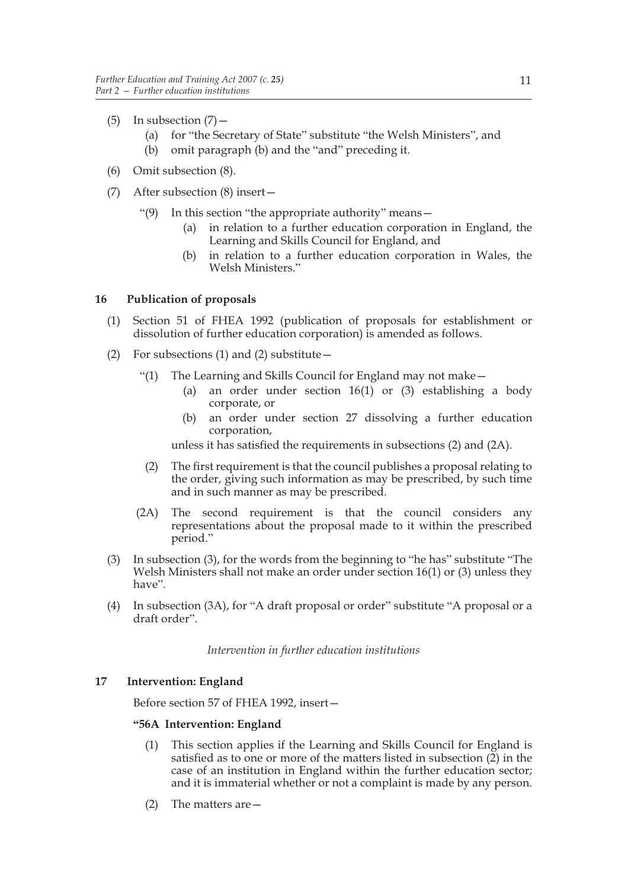(5) In subsection (7)—

  (a) for "the Secretary of State" substitute "the Welsh Ministers", and

  (b) omit paragraph (b) and the "and" preceding it.

(6) Omit subsection (8).

(7) After subsection (8) insert—

  "(9) In this section "the appropriate authority" means—

    (a) in relation to a further education corporation in England, the Learning and Skills Council for England, and

    (b) in relation to a further education corporation in Wales, the Welsh Ministers."

### 16 Publication of proposals

(1) Section 51 of FHEA 1992 (publication of proposals for establishment or dissolution of further education corporation) is amended as follows.

(2) For subsections (1) and (2) substitute—

  "(1) The Learning and Skills Council for England may not make—

    (a) an order under section 16(1) or (3) establishing a body corporate, or

    (b) an order under section 27 dissolving a further education corporation,

  unless it has satisfied the requirements in subsections (2) and (2A).

  (2) The first requirement is that the council publishes a proposal relating to the order, giving such information as may be prescribed, by such time and in such manner as may be prescribed.

  (2A) The second requirement is that the council considers any representations about the proposal made to it within the prescribed period."

(3) In subsection (3), for the words from the beginning to "he has" substitute "The Welsh Ministers shall not make an order under section 16(1) or (3) unless they have".

(4) In subsection (3A), for "A draft proposal or order" substitute "A proposal or a draft order".

*Intervention in further education institutions*

### 17 Intervention: England

Before section 57 of FHEA 1992, insert—

**"56A Intervention: England**

(1) This section applies if the Learning and Skills Council for England is satisfied as to one or more of the matters listed in subsection (2) in the case of an institution in England within the further education sector; and it is immaterial whether or not a complaint is made by any person.

(2) The matters are—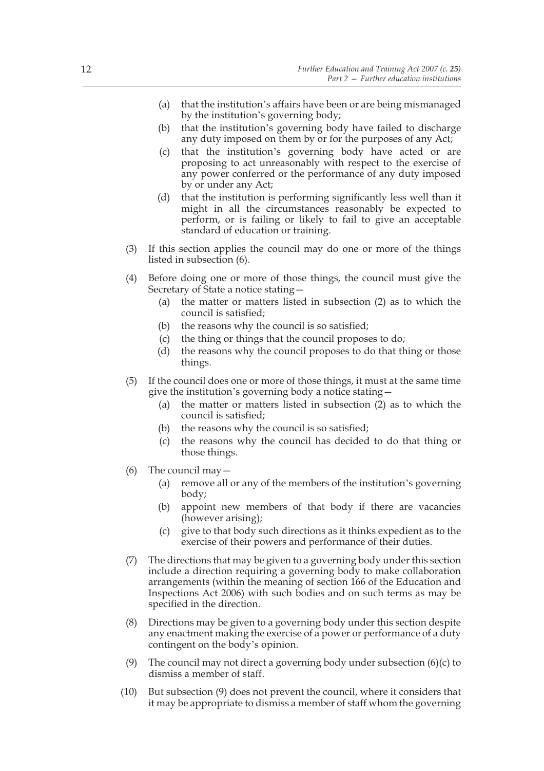(a) that the institution's affairs have been or are being mismanaged by the institution's governing body;

(b) that the institution's governing body have failed to discharge any duty imposed on them by or for the purposes of any Act;

(c) that the institution's governing body have acted or are proposing to act unreasonably with respect to the exercise of any power conferred or the performance of any duty imposed by or under any Act;

(d) that the institution is performing significantly less well than it might in all the circumstances reasonably be expected to perform, or is failing or likely to fail to give an acceptable standard of education or training.

(3) If this section applies the council may do one or more of the things listed in subsection (6).

(4) Before doing one or more of those things, the council must give the Secretary of State a notice stating—

(a) the matter or matters listed in subsection (2) as to which the council is satisfied;

(b) the reasons why the council is so satisfied;

(c) the thing or things that the council proposes to do;

(d) the reasons why the council proposes to do that thing or those things.

(5) If the council does one or more of those things, it must at the same time give the institution's governing body a notice stating—

(a) the matter or matters listed in subsection (2) as to which the council is satisfied;

(b) the reasons why the council is so satisfied;

(c) the reasons why the council has decided to do that thing or those things.

(6) The council may—

(a) remove all or any of the members of the institution's governing body;

(b) appoint new members of that body if there are vacancies (however arising);

(c) give to that body such directions as it thinks expedient as to the exercise of their powers and performance of their duties.

(7) The directions that may be given to a governing body under this section include a direction requiring a governing body to make collaboration arrangements (within the meaning of section 166 of the Education and Inspections Act 2006) with such bodies and on such terms as may be specified in the direction.

(8) Directions may be given to a governing body under this section despite any enactment making the exercise of a power or performance of a duty contingent on the body's opinion.

(9) The council may not direct a governing body under subsection (6)(c) to dismiss a member of staff.

(10) But subsection (9) does not prevent the council, where it considers that it may be appropriate to dismiss a member of staff whom the governing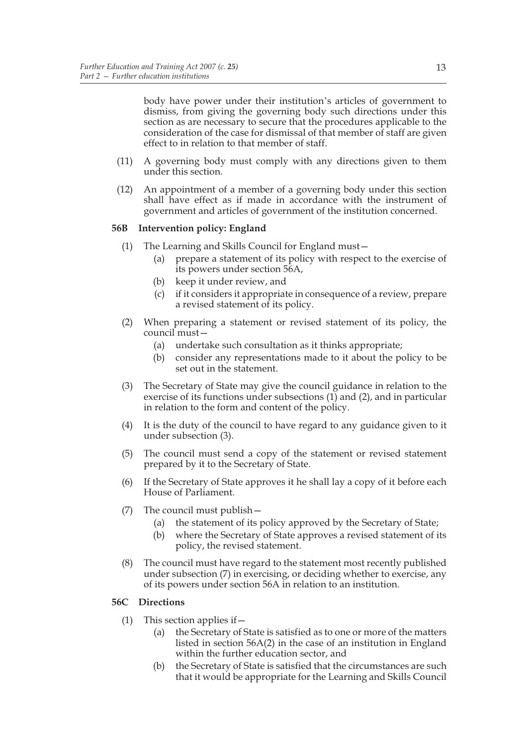body have power under their institution's articles of government to dismiss, from giving the governing body such directions under this section as are necessary to secure that the procedures applicable to the consideration of the case for dismissal of that member of staff are given effect to in relation to that member of staff.

(11) A governing body must comply with any directions given to them under this section.

(12) An appointment of a member of a governing body under this section shall have effect as if made in accordance with the instrument of government and articles of government of the institution concerned.

**56B Intervention policy: England**

(1) The Learning and Skills Council for England must—

(a) prepare a statement of its policy with respect to the exercise of its powers under section 56A,

(b) keep it under review, and

(c) if it considers it appropriate in consequence of a review, prepare a revised statement of its policy.

(2) When preparing a statement or revised statement of its policy, the council must—

(a) undertake such consultation as it thinks appropriate;

(b) consider any representations made to it about the policy to be set out in the statement.

(3) The Secretary of State may give the council guidance in relation to the exercise of its functions under subsections (1) and (2), and in particular in relation to the form and content of the policy.

(4) It is the duty of the council to have regard to any guidance given to it under subsection (3).

(5) The council must send a copy of the statement or revised statement prepared by it to the Secretary of State.

(6) If the Secretary of State approves it he shall lay a copy of it before each House of Parliament.

(7) The council must publish—

(a) the statement of its policy approved by the Secretary of State;

(b) where the Secretary of State approves a revised statement of its policy, the revised statement.

(8) The council must have regard to the statement most recently published under subsection (7) in exercising, or deciding whether to exercise, any of its powers under section 56A in relation to an institution.

**56C Directions**

(1) This section applies if—

(a) the Secretary of State is satisfied as to one or more of the matters listed in section 56A(2) in the case of an institution in England within the further education sector, and

(b) the Secretary of State is satisfied that the circumstances are such that it would be appropriate for the Learning and Skills Council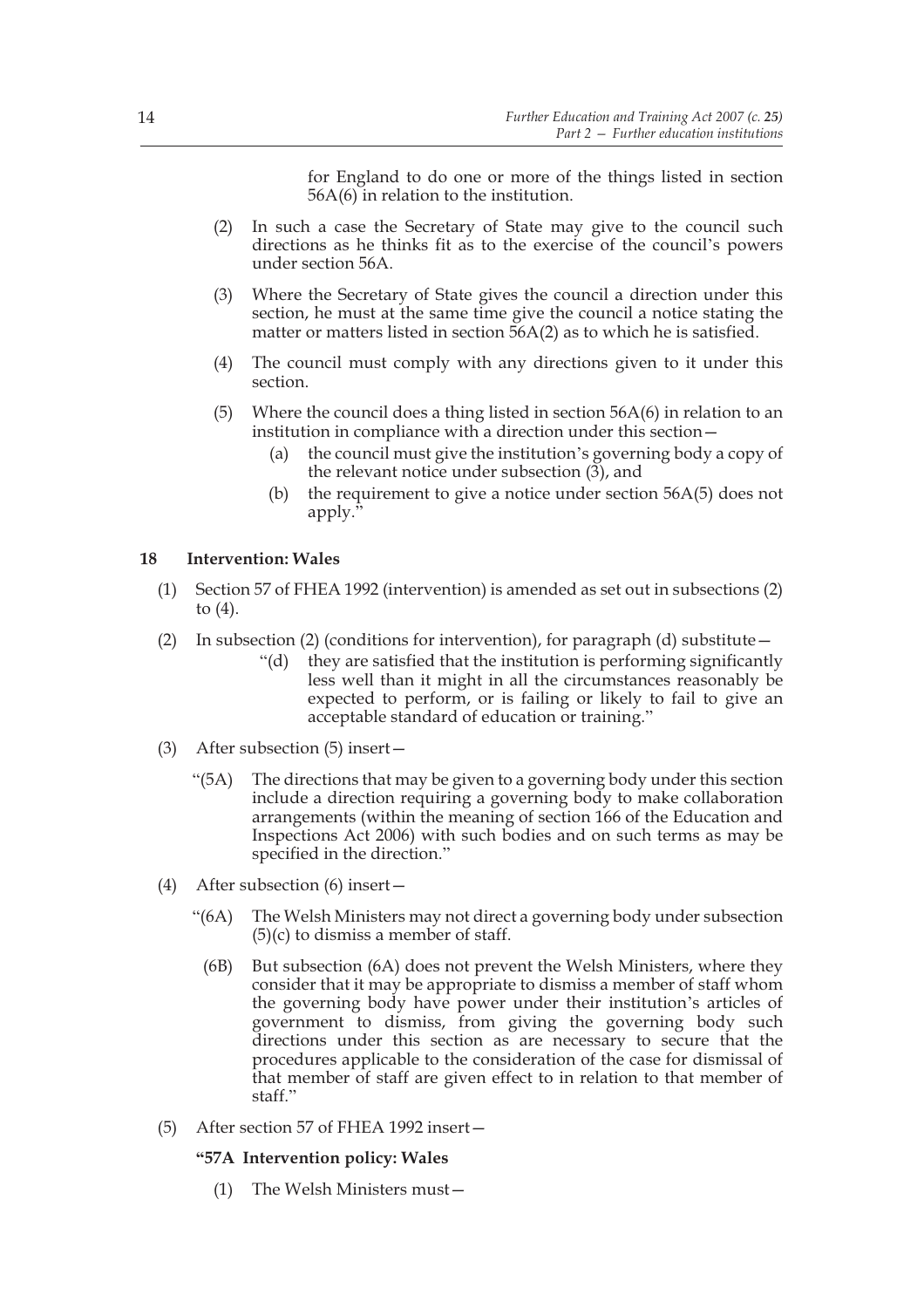for England to do one or more of the things listed in section 56A(6) in relation to the institution.

(2) In such a case the Secretary of State may give to the council such directions as he thinks fit as to the exercise of the council's powers under section 56A.

(3) Where the Secretary of State gives the council a direction under this section, he must at the same time give the council a notice stating the matter or matters listed in section 56A(2) as to which he is satisfied.

(4) The council must comply with any directions given to it under this section.

(5) Where the council does a thing listed in section 56A(6) in relation to an institution in compliance with a direction under this section—

(a) the council must give the institution's governing body a copy of the relevant notice under subsection (3), and

(b) the requirement to give a notice under section 56A(5) does not apply."

## 18 Intervention: Wales

(1) Section 57 of FHEA 1992 (intervention) is amended as set out in subsections (2) to (4).

(2) In subsection (2) (conditions for intervention), for paragraph (d) substitute—

"(d) they are satisfied that the institution is performing significantly less well than it might in all the circumstances reasonably be expected to perform, or is failing or likely to fail to give an acceptable standard of education or training."

(3) After subsection (5) insert—

"(5A) The directions that may be given to a governing body under this section include a direction requiring a governing body to make collaboration arrangements (within the meaning of section 166 of the Education and Inspections Act 2006) with such bodies and on such terms as may be specified in the direction."

(4) After subsection (6) insert—

"(6A) The Welsh Ministers may not direct a governing body under subsection (5)(c) to dismiss a member of staff.

(6B) But subsection (6A) does not prevent the Welsh Ministers, where they consider that it may be appropriate to dismiss a member of staff whom the governing body have power under their institution's articles of government to dismiss, from giving the governing body such directions under this section as are necessary to secure that the procedures applicable to the consideration of the case for dismissal of that member of staff are given effect to in relation to that member of staff."

(5) After section 57 of FHEA 1992 insert—

**"57A Intervention policy: Wales**

(1) The Welsh Ministers must—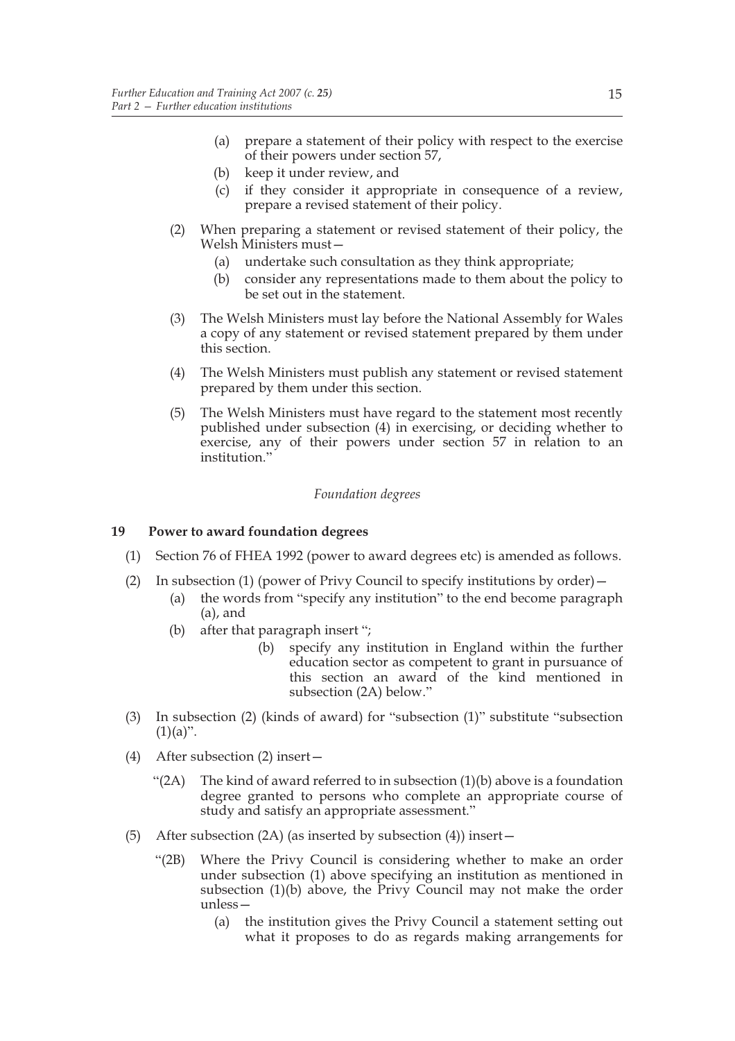(a) prepare a statement of their policy with respect to the exercise of their powers under section 57,

(b) keep it under review, and

(c) if they consider it appropriate in consequence of a review, prepare a revised statement of their policy.

(2) When preparing a statement or revised statement of their policy, the Welsh Ministers must—

(a) undertake such consultation as they think appropriate;

(b) consider any representations made to them about the policy to be set out in the statement.

(3) The Welsh Ministers must lay before the National Assembly for Wales a copy of any statement or revised statement prepared by them under this section.

(4) The Welsh Ministers must publish any statement or revised statement prepared by them under this section.

(5) The Welsh Ministers must have regard to the statement most recently published under subsection (4) in exercising, or deciding whether to exercise, any of their powers under section 57 in relation to an institution."

*Foundation degrees*

**19 Power to award foundation degrees**

(1) Section 76 of FHEA 1992 (power to award degrees etc) is amended as follows.

(2) In subsection (1) (power of Privy Council to specify institutions by order)—

(a) the words from "specify any institution" to the end become paragraph (a), and

(b) after that paragraph insert ";

(b) specify any institution in England within the further education sector as competent to grant in pursuance of this section an award of the kind mentioned in subsection (2A) below."

(3) In subsection (2) (kinds of award) for "subsection (1)" substitute "subsection (1)(a)".

(4) After subsection (2) insert—

"(2A) The kind of award referred to in subsection (1)(b) above is a foundation degree granted to persons who complete an appropriate course of study and satisfy an appropriate assessment."

(5) After subsection (2A) (as inserted by subsection (4)) insert—

"(2B) Where the Privy Council is considering whether to make an order under subsection (1) above specifying an institution as mentioned in subsection (1)(b) above, the Privy Council may not make the order unless—

(a) the institution gives the Privy Council a statement setting out what it proposes to do as regards making arrangements for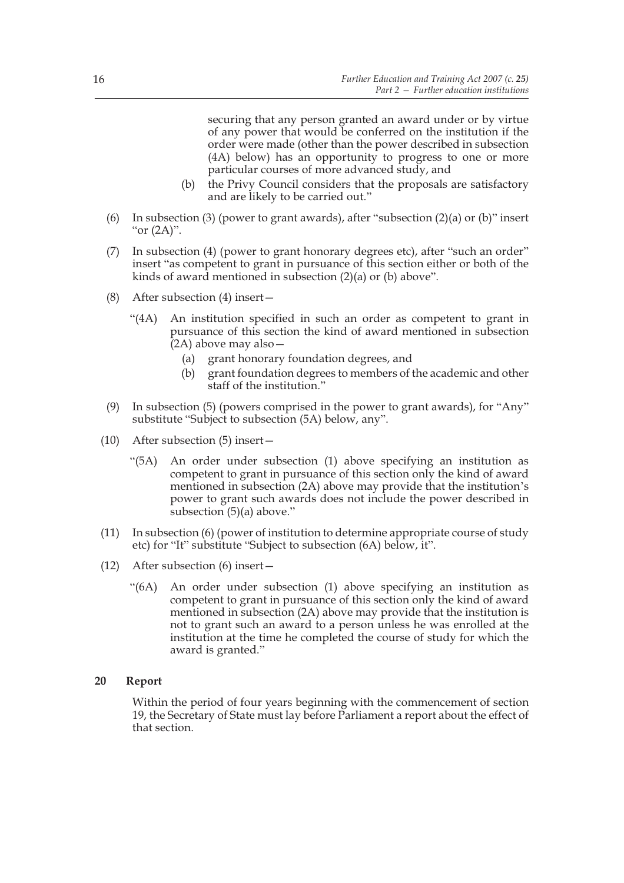securing that any person granted an award under or by virtue of any power that would be conferred on the institution if the order were made (other than the power described in subsection (4A) below) has an opportunity to progress to one or more particular courses of more advanced study, and

(b) the Privy Council considers that the proposals are satisfactory and are likely to be carried out."

(6) In subsection (3) (power to grant awards), after "subsection (2)(a) or (b)" insert "or (2A)".

(7) In subsection (4) (power to grant honorary degrees etc), after "such an order" insert "as competent to grant in pursuance of this section either or both of the kinds of award mentioned in subsection (2)(a) or (b) above".

(8) After subsection (4) insert—

"(4A) An institution specified in such an order as competent to grant in pursuance of this section the kind of award mentioned in subsection (2A) above may also—

(a) grant honorary foundation degrees, and

(b) grant foundation degrees to members of the academic and other staff of the institution."

(9) In subsection (5) (powers comprised in the power to grant awards), for "Any" substitute "Subject to subsection (5A) below, any".

(10) After subsection (5) insert—

"(5A) An order under subsection (1) above specifying an institution as competent to grant in pursuance of this section only the kind of award mentioned in subsection (2A) above may provide that the institution's power to grant such awards does not include the power described in subsection (5)(a) above."

(11) In subsection (6) (power of institution to determine appropriate course of study etc) for "It" substitute "Subject to subsection (6A) below, it".

(12) After subsection (6) insert—

"(6A) An order under subsection (1) above specifying an institution as competent to grant in pursuance of this section only the kind of award mentioned in subsection (2A) above may provide that the institution is not to grant such an award to a person unless he was enrolled at the institution at the time he completed the course of study for which the award is granted."

## 20 Report

Within the period of four years beginning with the commencement of section 19, the Secretary of State must lay before Parliament a report about the effect of that section.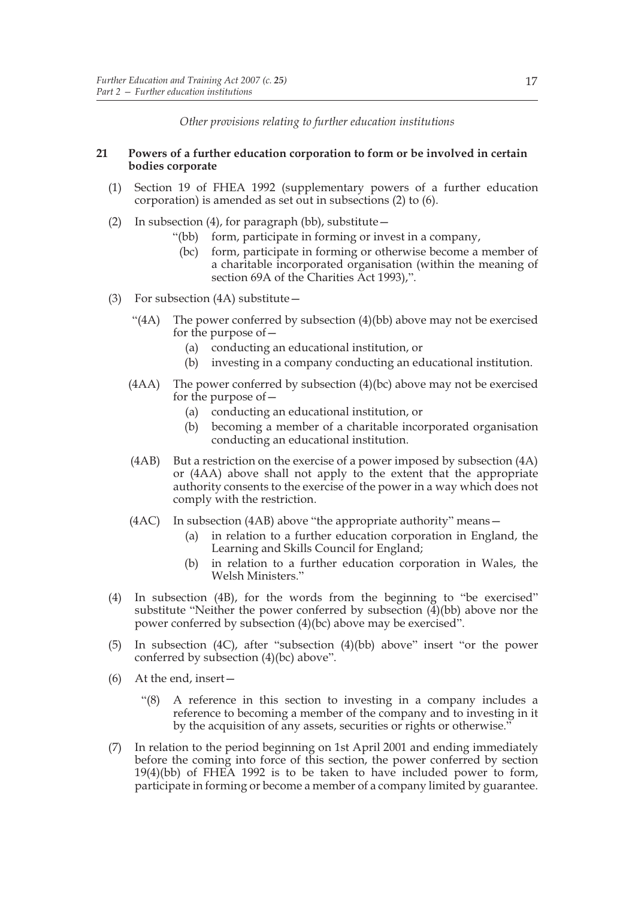*Other provisions relating to further education institutions*

**21 Powers of a further education corporation to form or be involved in certain bodies corporate**

(1) Section 19 of FHEA 1992 (supplementary powers of a further education corporation) is amended as set out in subsections (2) to (6).

(2) In subsection (4), for paragraph (bb), substitute—

"(bb) form, participate in forming or invest in a company,

(bc) form, participate in forming or otherwise become a member of a charitable incorporated organisation (within the meaning of section 69A of the Charities Act 1993),".

(3) For subsection (4A) substitute—

"(4A) The power conferred by subsection (4)(bb) above may not be exercised for the purpose of—

(a) conducting an educational institution, or

(b) investing in a company conducting an educational institution.

(4AA) The power conferred by subsection (4)(bc) above may not be exercised for the purpose of—

(a) conducting an educational institution, or

(b) becoming a member of a charitable incorporated organisation conducting an educational institution.

(4AB) But a restriction on the exercise of a power imposed by subsection (4A) or (4AA) above shall not apply to the extent that the appropriate authority consents to the exercise of the power in a way which does not comply with the restriction.

(4AC) In subsection (4AB) above "the appropriate authority" means—

(a) in relation to a further education corporation in England, the Learning and Skills Council for England;

(b) in relation to a further education corporation in Wales, the Welsh Ministers."

(4) In subsection (4B), for the words from the beginning to "be exercised" substitute "Neither the power conferred by subsection (4)(bb) above nor the power conferred by subsection (4)(bc) above may be exercised".

(5) In subsection (4C), after "subsection (4)(bb) above" insert "or the power conferred by subsection (4)(bc) above".

(6) At the end, insert—

"(8) A reference in this section to investing in a company includes a reference to becoming a member of the company and to investing in it by the acquisition of any assets, securities or rights or otherwise."

(7) In relation to the period beginning on 1st April 2001 and ending immediately before the coming into force of this section, the power conferred by section 19(4)(bb) of FHEA 1992 is to be taken to have included power to form, participate in forming or become a member of a company limited by guarantee.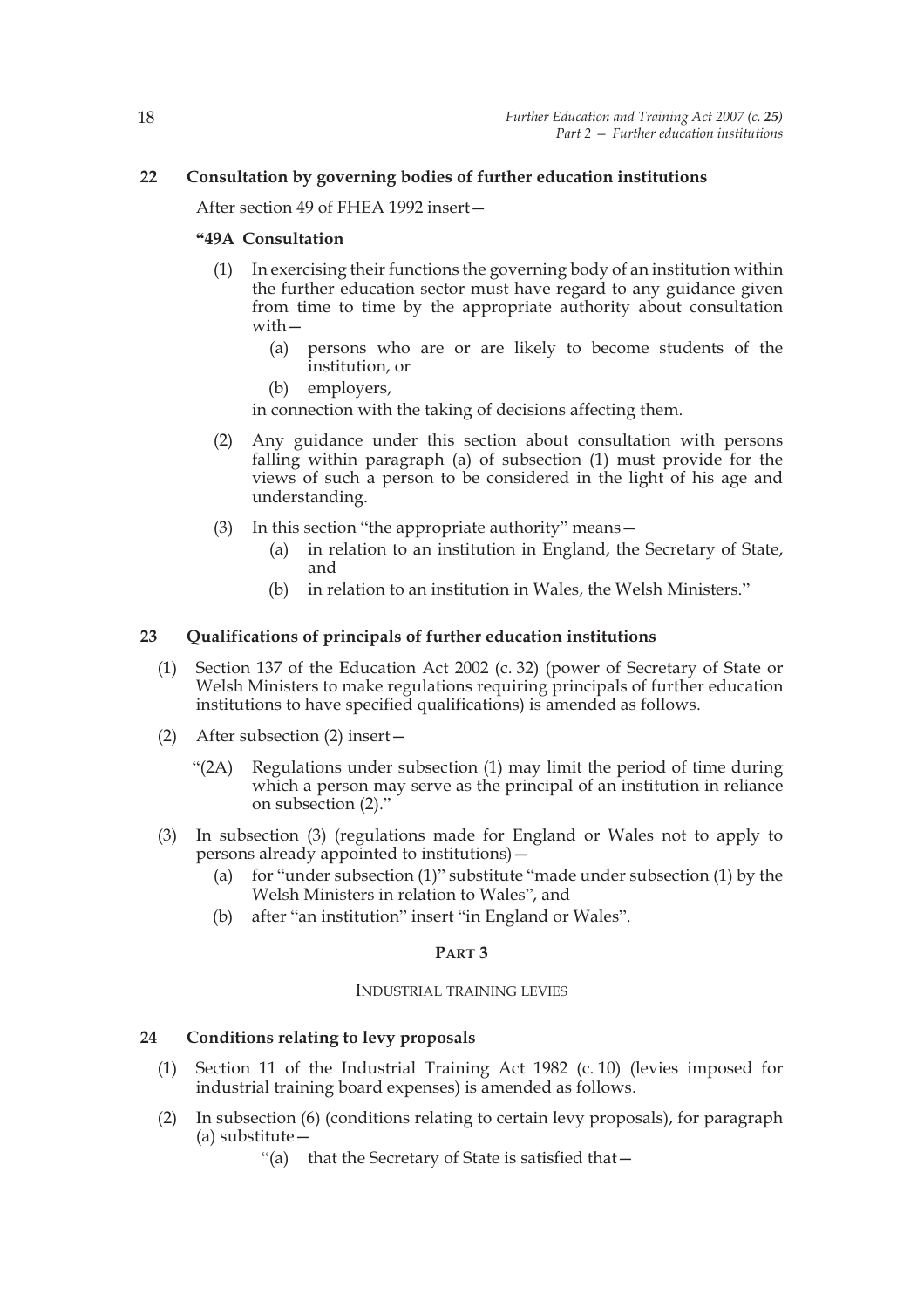### 22 Consultation by governing bodies of further education institutions

After section 49 of FHEA 1992 insert—

**"49A Consultation**

(1) In exercising their functions the governing body of an institution within the further education sector must have regard to any guidance given from time to time by the appropriate authority about consultation with—

(a) persons who are or are likely to become students of the institution, or

(b) employers,

in connection with the taking of decisions affecting them.

(2) Any guidance under this section about consultation with persons falling within paragraph (a) of subsection (1) must provide for the views of such a person to be considered in the light of his age and understanding.

(3) In this section "the appropriate authority" means—

(a) in relation to an institution in England, the Secretary of State, and

(b) in relation to an institution in Wales, the Welsh Ministers."

### 23 Qualifications of principals of further education institutions

(1) Section 137 of the Education Act 2002 (c. 32) (power of Secretary of State or Welsh Ministers to make regulations requiring principals of further education institutions to have specified qualifications) is amended as follows.

(2) After subsection (2) insert—

"(2A) Regulations under subsection (1) may limit the period of time during which a person may serve as the principal of an institution in reliance on subsection (2)."

(3) In subsection (3) (regulations made for England or Wales not to apply to persons already appointed to institutions)—

(a) for "under subsection (1)" substitute "made under subsection (1) by the Welsh Ministers in relation to Wales", and

(b) after "an institution" insert "in England or Wales".

## PART 3

INDUSTRIAL TRAINING LEVIES

### 24 Conditions relating to levy proposals

(1) Section 11 of the Industrial Training Act 1982 (c. 10) (levies imposed for industrial training board expenses) is amended as follows.

(2) In subsection (6) (conditions relating to certain levy proposals), for paragraph (a) substitute—

"(a) that the Secretary of State is satisfied that—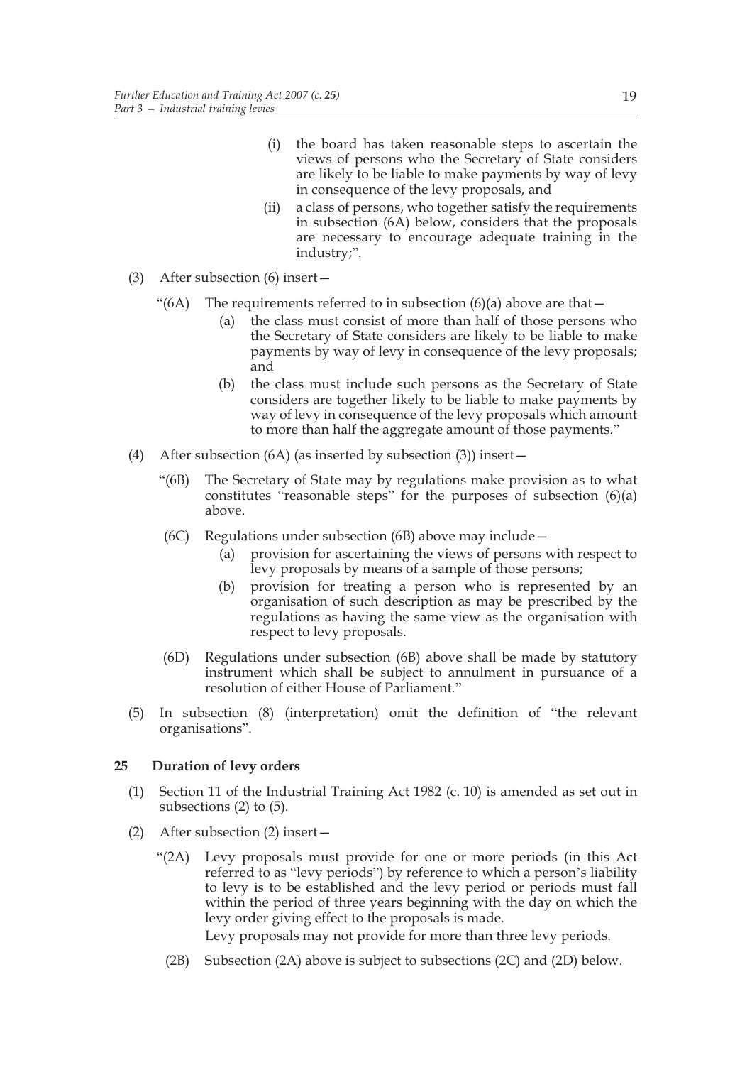(i) the board has taken reasonable steps to ascertain the views of persons who the Secretary of State considers are likely to be liable to make payments by way of levy in consequence of the levy proposals, and

(ii) a class of persons, who together satisfy the requirements in subsection (6A) below, considers that the proposals are necessary to encourage adequate training in the industry;".

(3) After subsection (6) insert—

"(6A) The requirements referred to in subsection (6)(a) above are that—

(a) the class must consist of more than half of those persons who the Secretary of State considers are likely to be liable to make payments by way of levy in consequence of the levy proposals; and

(b) the class must include such persons as the Secretary of State considers are together likely to be liable to make payments by way of levy in consequence of the levy proposals which amount to more than half the aggregate amount of those payments."

(4) After subsection (6A) (as inserted by subsection (3)) insert—

"(6B) The Secretary of State may by regulations make provision as to what constitutes "reasonable steps" for the purposes of subsection (6)(a) above.

(6C) Regulations under subsection (6B) above may include—

(a) provision for ascertaining the views of persons with respect to levy proposals by means of a sample of those persons;

(b) provision for treating a person who is represented by an organisation of such description as may be prescribed by the regulations as having the same view as the organisation with respect to levy proposals.

(6D) Regulations under subsection (6B) above shall be made by statutory instrument which shall be subject to annulment in pursuance of a resolution of either House of Parliament."

(5) In subsection (8) (interpretation) omit the definition of "the relevant organisations".

**25 Duration of levy orders**

(1) Section 11 of the Industrial Training Act 1982 (c. 10) is amended as set out in subsections (2) to (5).

(2) After subsection (2) insert—

"(2A) Levy proposals must provide for one or more periods (in this Act referred to as "levy periods") by reference to which a person's liability to levy is to be established and the levy period or periods must fall within the period of three years beginning with the day on which the levy order giving effect to the proposals is made.
Levy proposals may not provide for more than three levy periods.

(2B) Subsection (2A) above is subject to subsections (2C) and (2D) below.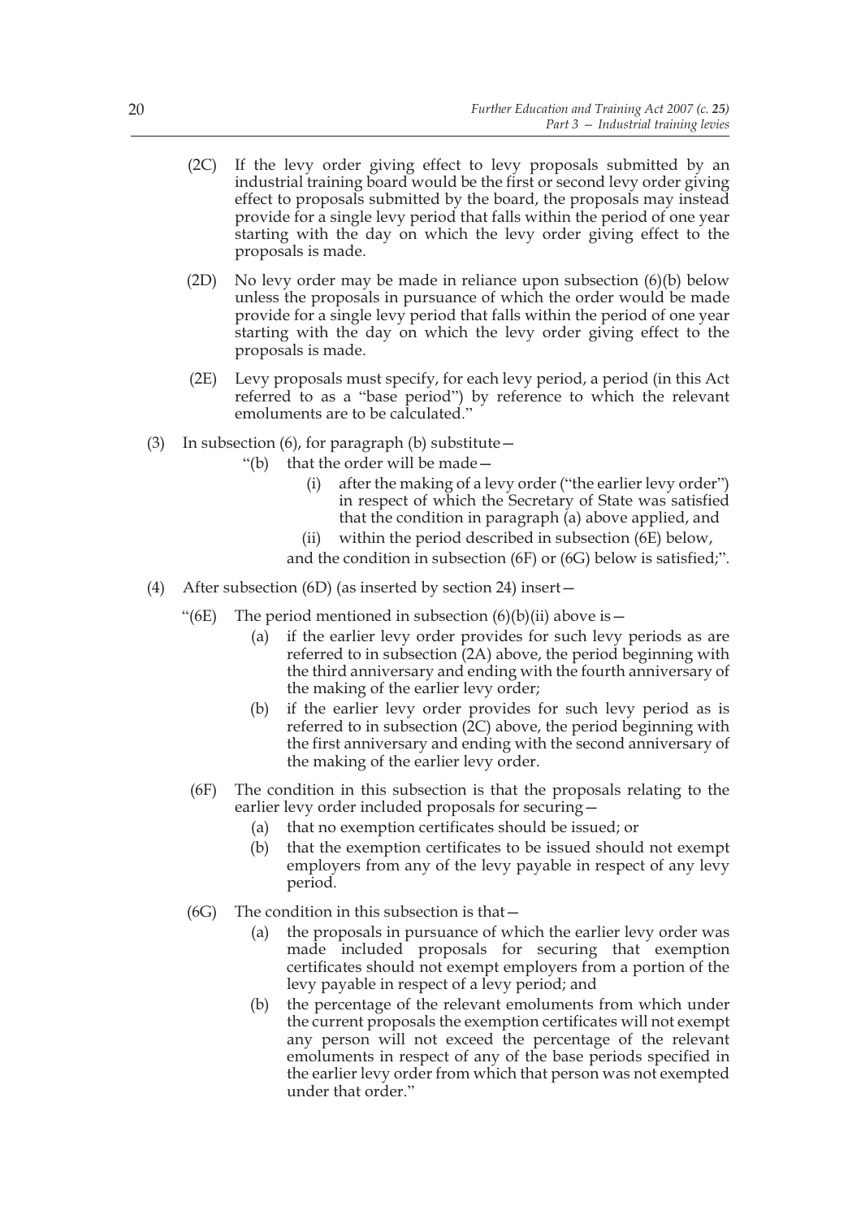(2C) If the levy order giving effect to levy proposals submitted by an industrial training board would be the first or second levy order giving effect to proposals submitted by the board, the proposals may instead provide for a single levy period that falls within the period of one year starting with the day on which the levy order giving effect to the proposals is made.

(2D) No levy order may be made in reliance upon subsection (6)(b) below unless the proposals in pursuance of which the order would be made provide for a single levy period that falls within the period of one year starting with the day on which the levy order giving effect to the proposals is made.

(2E) Levy proposals must specify, for each levy period, a period (in this Act referred to as a "base period") by reference to which the relevant emoluments are to be calculated."

(3) In subsection (6), for paragraph (b) substitute—

"(b) that the order will be made—

(i) after the making of a levy order ("the earlier levy order") in respect of which the Secretary of State was satisfied that the condition in paragraph (a) above applied, and

(ii) within the period described in subsection (6E) below,

and the condition in subsection (6F) or (6G) below is satisfied;".

(4) After subsection (6D) (as inserted by section 24) insert—

"(6E) The period mentioned in subsection (6)(b)(ii) above is—

(a) if the earlier levy order provides for such levy periods as are referred to in subsection (2A) above, the period beginning with the third anniversary and ending with the fourth anniversary of the making of the earlier levy order;

(b) if the earlier levy order provides for such levy period as is referred to in subsection (2C) above, the period beginning with the first anniversary and ending with the second anniversary of the making of the earlier levy order.

(6F) The condition in this subsection is that the proposals relating to the earlier levy order included proposals for securing—

(a) that no exemption certificates should be issued; or

(b) that the exemption certificates to be issued should not exempt employers from any of the levy payable in respect of any levy period.

(6G) The condition in this subsection is that—

(a) the proposals in pursuance of which the earlier levy order was made included proposals for securing that exemption certificates should not exempt employers from a portion of the levy payable in respect of a levy period; and

(b) the percentage of the relevant emoluments from which under the current proposals the exemption certificates will not exempt any person will not exceed the percentage of the relevant emoluments in respect of any of the base periods specified in the earlier levy order from which that person was not exempted under that order."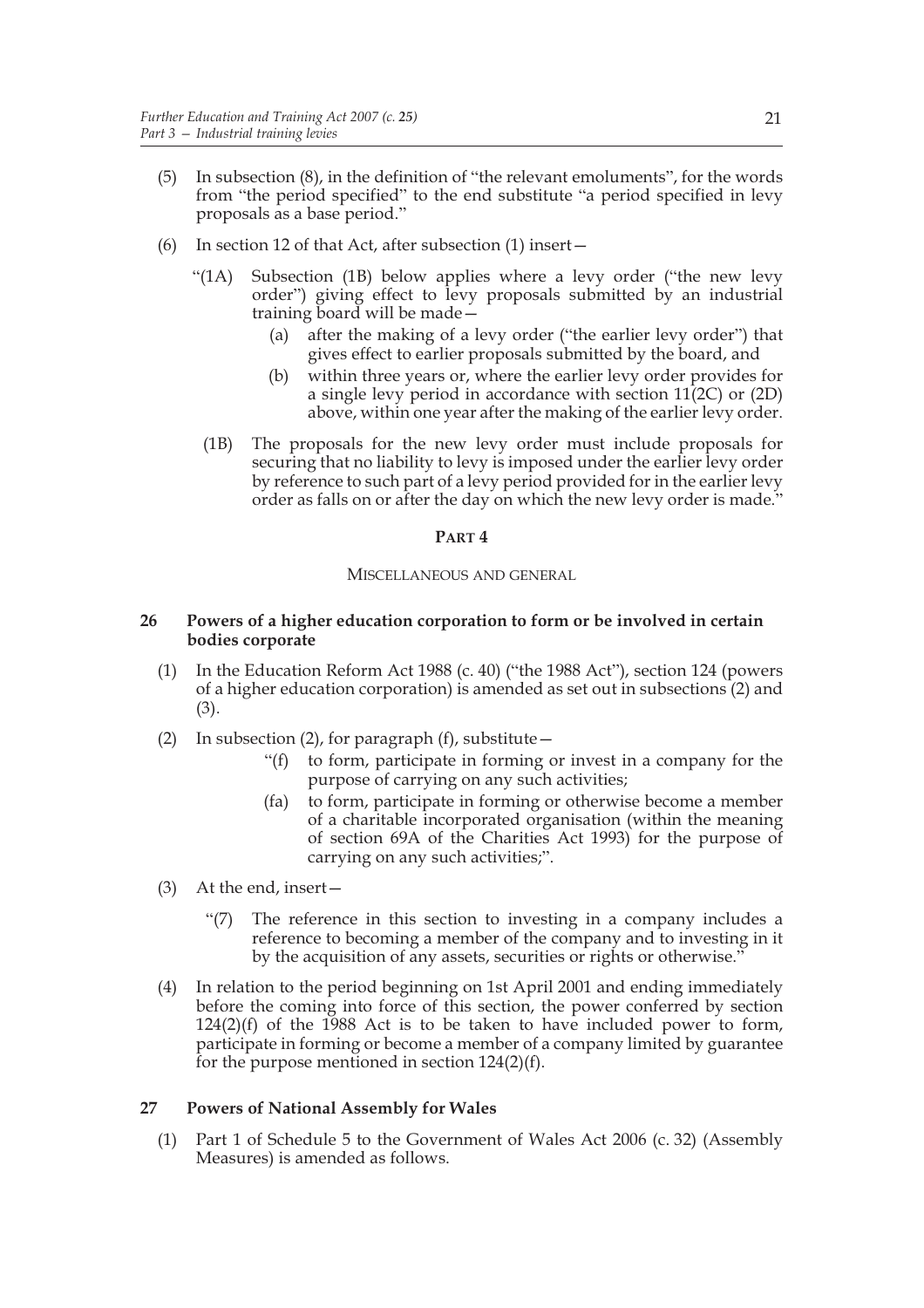(5) In subsection (8), in the definition of "the relevant emoluments", for the words from "the period specified" to the end substitute "a period specified in levy proposals as a base period."

(6) In section 12 of that Act, after subsection (1) insert—

"(1A) Subsection (1B) below applies where a levy order ("the new levy order") giving effect to levy proposals submitted by an industrial training board will be made—

(a) after the making of a levy order ("the earlier levy order") that gives effect to earlier proposals submitted by the board, and

(b) within three years or, where the earlier levy order provides for a single levy period in accordance with section 11(2C) or (2D) above, within one year after the making of the earlier levy order.

(1B) The proposals for the new levy order must include proposals for securing that no liability to levy is imposed under the earlier levy order by reference to such part of a levy period provided for in the earlier levy order as falls on or after the day on which the new levy order is made."

## PART 4

### MISCELLANEOUS AND GENERAL

#### 26 Powers of a higher education corporation to form or be involved in certain bodies corporate

(1) In the Education Reform Act 1988 (c. 40) ("the 1988 Act"), section 124 (powers of a higher education corporation) is amended as set out in subsections (2) and (3).

(2) In subsection (2), for paragraph (f), substitute—

"(f) to form, participate in forming or invest in a company for the purpose of carrying on any such activities;

(fa) to form, participate in forming or otherwise become a member of a charitable incorporated organisation (within the meaning of section 69A of the Charities Act 1993) for the purpose of carrying on any such activities;".

(3) At the end, insert—

"(7) The reference in this section to investing in a company includes a reference to becoming a member of the company and to investing in it by the acquisition of any assets, securities or rights or otherwise."

(4) In relation to the period beginning on 1st April 2001 and ending immediately before the coming into force of this section, the power conferred by section 124(2)(f) of the 1988 Act is to be taken to have included power to form, participate in forming or become a member of a company limited by guarantee for the purpose mentioned in section 124(2)(f).

#### 27 Powers of National Assembly for Wales

(1) Part 1 of Schedule 5 to the Government of Wales Act 2006 (c. 32) (Assembly Measures) is amended as follows.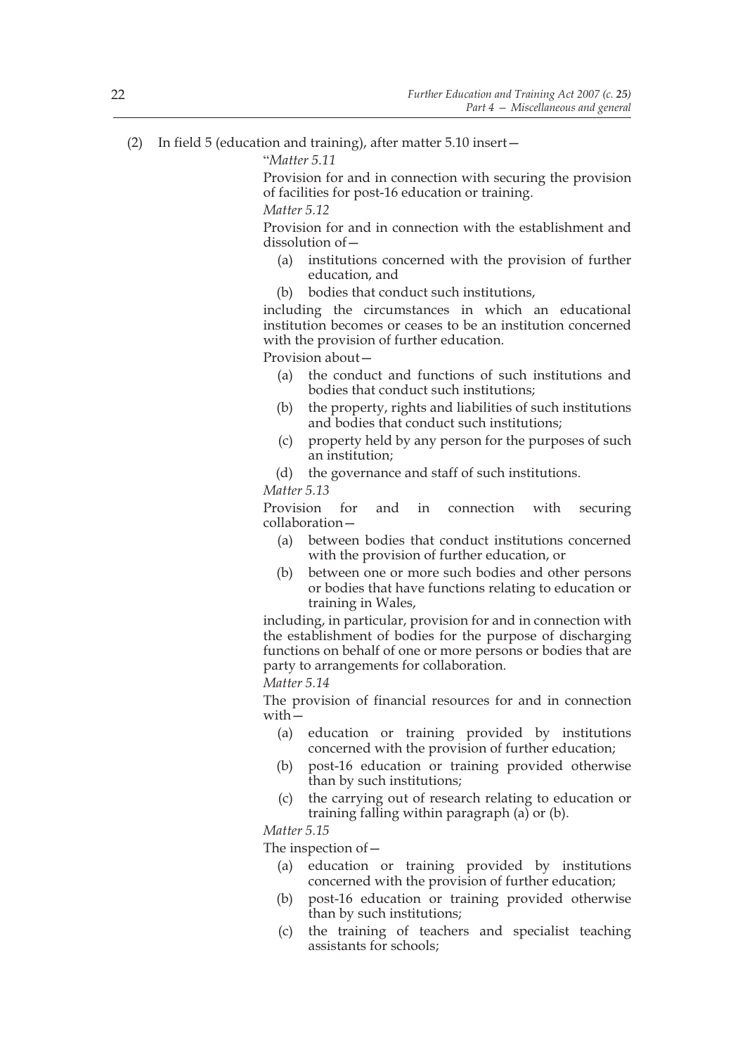(2) In field 5 (education and training), after matter 5.10 insert—

"*Matter 5.11*

Provision for and in connection with securing the provision of facilities for post-16 education or training.

*Matter 5.12*

Provision for and in connection with the establishment and dissolution of—

- (a) institutions concerned with the provision of further education, and
- (b) bodies that conduct such institutions,

including the circumstances in which an educational institution becomes or ceases to be an institution concerned with the provision of further education.

Provision about—

- (a) the conduct and functions of such institutions and bodies that conduct such institutions;
- (b) the property, rights and liabilities of such institutions and bodies that conduct such institutions;
- (c) property held by any person for the purposes of such an institution;
- (d) the governance and staff of such institutions.

*Matter 5.13*

Provision for and in connection with securing collaboration—

- (a) between bodies that conduct institutions concerned with the provision of further education, or
- (b) between one or more such bodies and other persons or bodies that have functions relating to education or training in Wales,

including, in particular, provision for and in connection with the establishment of bodies for the purpose of discharging functions on behalf of one or more persons or bodies that are party to arrangements for collaboration.

*Matter 5.14*

The provision of financial resources for and in connection with—

- (a) education or training provided by institutions concerned with the provision of further education;
- (b) post-16 education or training provided otherwise than by such institutions;
- (c) the carrying out of research relating to education or training falling within paragraph (a) or (b).

*Matter 5.15*

The inspection of—

- (a) education or training provided by institutions concerned with the provision of further education;
- (b) post-16 education or training provided otherwise than by such institutions;
- (c) the training of teachers and specialist teaching assistants for schools;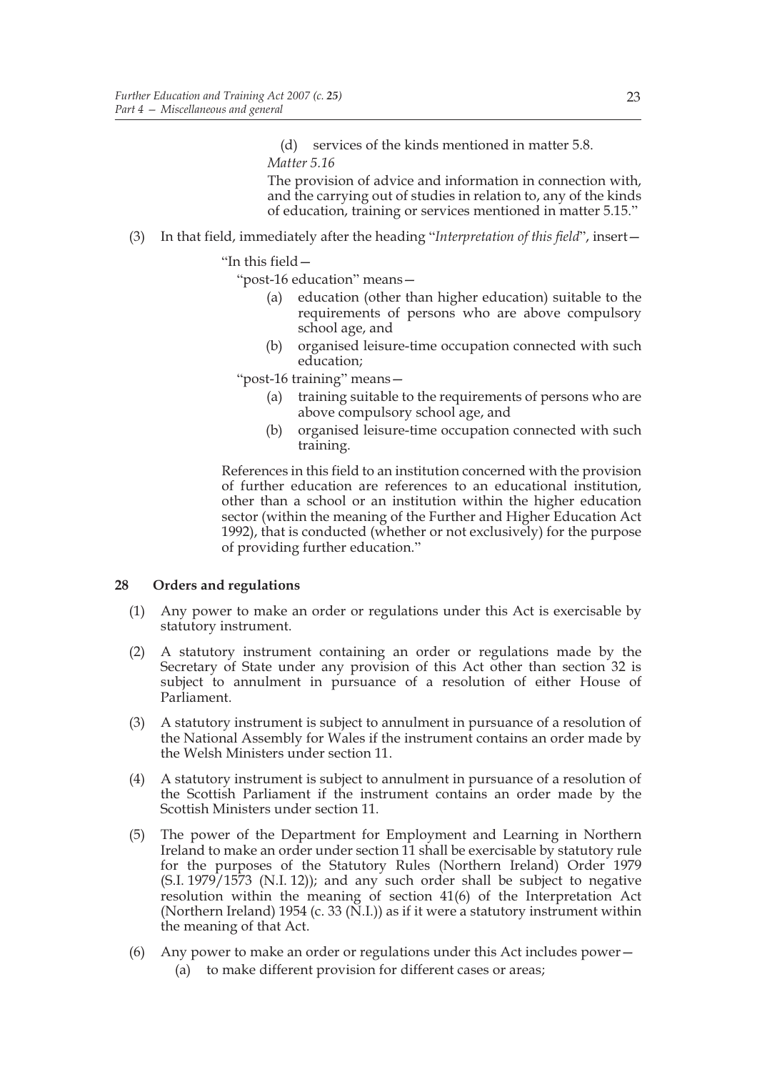(d) services of the kinds mentioned in matter 5.8.

*Matter 5.16*

The provision of advice and information in connection with, and the carrying out of studies in relation to, any of the kinds of education, training or services mentioned in matter 5.15."

(3) In that field, immediately after the heading "*Interpretation of this field*", insert—

"In this field—

"post-16 education" means—

(a) education (other than higher education) suitable to the requirements of persons who are above compulsory school age, and

(b) organised leisure-time occupation connected with such education;

"post-16 training" means—

(a) training suitable to the requirements of persons who are above compulsory school age, and

(b) organised leisure-time occupation connected with such training.

References in this field to an institution concerned with the provision of further education are references to an educational institution, other than a school or an institution within the higher education sector (within the meaning of the Further and Higher Education Act 1992), that is conducted (whether or not exclusively) for the purpose of providing further education."

**28 Orders and regulations**

(1) Any power to make an order or regulations under this Act is exercisable by statutory instrument.

(2) A statutory instrument containing an order or regulations made by the Secretary of State under any provision of this Act other than section 32 is subject to annulment in pursuance of a resolution of either House of Parliament.

(3) A statutory instrument is subject to annulment in pursuance of a resolution of the National Assembly for Wales if the instrument contains an order made by the Welsh Ministers under section 11.

(4) A statutory instrument is subject to annulment in pursuance of a resolution of the Scottish Parliament if the instrument contains an order made by the Scottish Ministers under section 11.

(5) The power of the Department for Employment and Learning in Northern Ireland to make an order under section 11 shall be exercisable by statutory rule for the purposes of the Statutory Rules (Northern Ireland) Order 1979 (S.I. 1979/1573 (N.I. 12)); and any such order shall be subject to negative resolution within the meaning of section 41(6) of the Interpretation Act (Northern Ireland) 1954 (c. 33 (N.I.)) as if it were a statutory instrument within the meaning of that Act.

(6) Any power to make an order or regulations under this Act includes power—

(a) to make different provision for different cases or areas;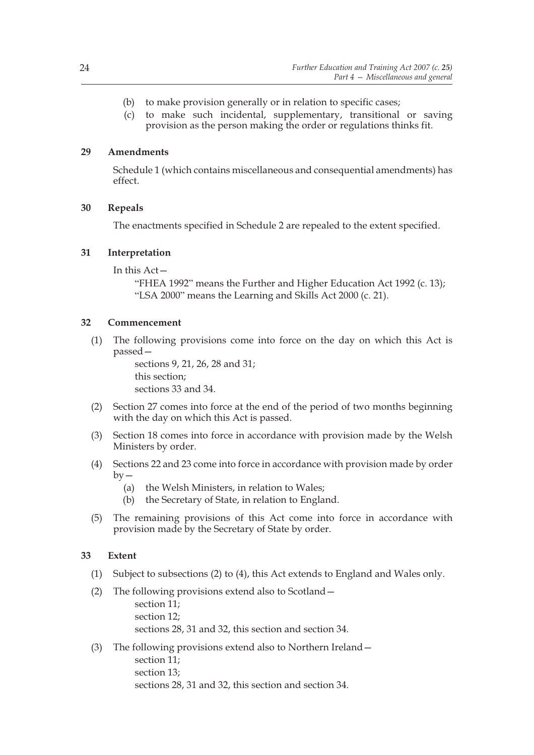(b) to make provision generally or in relation to specific cases;

(c) to make such incidental, supplementary, transitional or saving provision as the person making the order or regulations thinks fit.

### 29 Amendments

Schedule 1 (which contains miscellaneous and consequential amendments) has effect.

### 30 Repeals

The enactments specified in Schedule 2 are repealed to the extent specified.

### 31 Interpretation

In this Act—

"FHEA 1992" means the Further and Higher Education Act 1992 (c. 13);

"LSA 2000" means the Learning and Skills Act 2000 (c. 21).

### 32 Commencement

(1) The following provisions come into force on the day on which this Act is passed—

sections 9, 21, 26, 28 and 31;

this section;

sections 33 and 34.

(2) Section 27 comes into force at the end of the period of two months beginning with the day on which this Act is passed.

(3) Section 18 comes into force in accordance with provision made by the Welsh Ministers by order.

(4) Sections 22 and 23 come into force in accordance with provision made by order by—

(a) the Welsh Ministers, in relation to Wales;

(b) the Secretary of State, in relation to England.

(5) The remaining provisions of this Act come into force in accordance with provision made by the Secretary of State by order.

### 33 Extent

(1) Subject to subsections (2) to (4), this Act extends to England and Wales only.

(2) The following provisions extend also to Scotland—

section 11;

section 12;

sections 28, 31 and 32, this section and section 34.

(3) The following provisions extend also to Northern Ireland—

section 11;

section 13;

sections 28, 31 and 32, this section and section 34.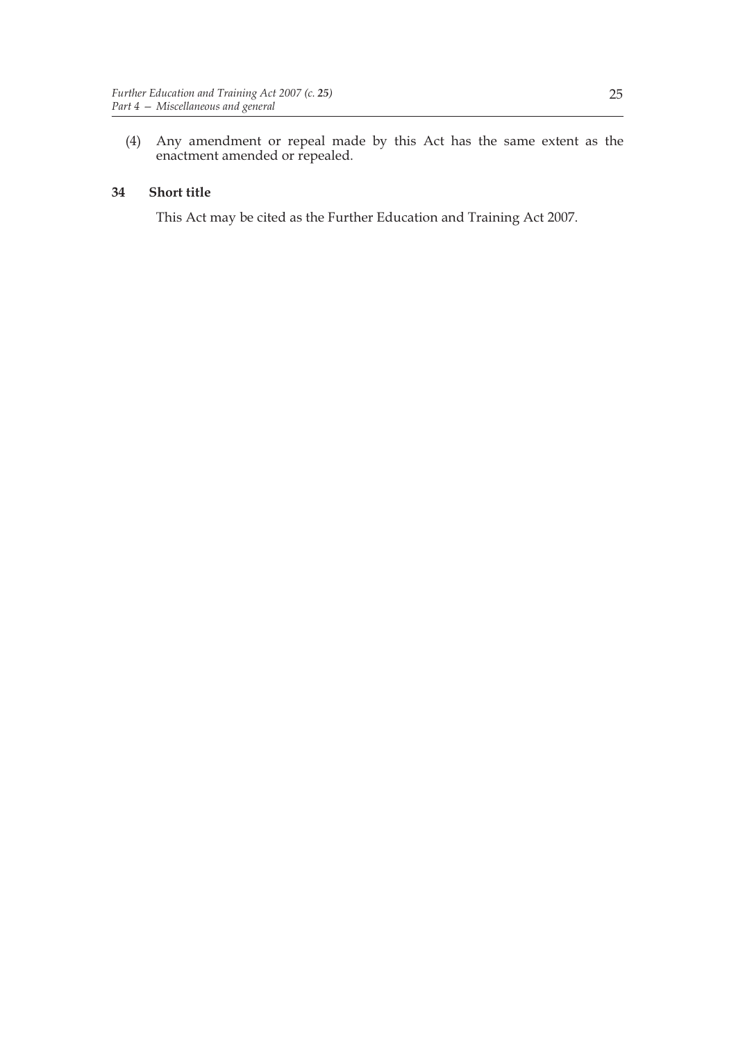(4) Any amendment or repeal made by this Act has the same extent as the enactment amended or repealed.

### 34 Short title

This Act may be cited as the Further Education and Training Act 2007.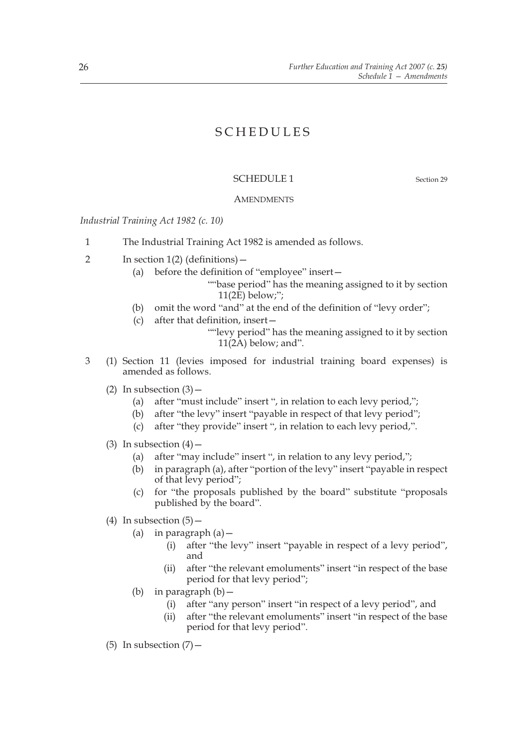# SCHEDULES

## SCHEDULE 1

Section 29

### AMENDMENTS

*Industrial Training Act 1982 (c. 10)*

1 The Industrial Training Act 1982 is amended as follows.

2 In section 1(2) (definitions)—

(a) before the definition of "employee" insert—

""base period" has the meaning assigned to it by section 11(2E) below;";

(b) omit the word "and" at the end of the definition of "levy order";

(c) after that definition, insert—

""levy period" has the meaning assigned to it by section 11(2A) below; and".

3 (1) Section 11 (levies imposed for industrial training board expenses) is amended as follows.

(2) In subsection (3)—

(a) after "must include" insert ", in relation to each levy period,";

(b) after "the levy" insert "payable in respect of that levy period";

(c) after "they provide" insert ", in relation to each levy period,".

(3) In subsection (4)—

(a) after "may include" insert ", in relation to any levy period,";

(b) in paragraph (a), after "portion of the levy" insert "payable in respect of that levy period";

(c) for "the proposals published by the board" substitute "proposals published by the board".

(4) In subsection (5)—

(a) in paragraph (a)—

(i) after "the levy" insert "payable in respect of a levy period", and

(ii) after "the relevant emoluments" insert "in respect of the base period for that levy period";

(b) in paragraph (b)—

(i) after "any person" insert "in respect of a levy period", and

(ii) after "the relevant emoluments" insert "in respect of the base period for that levy period".

(5) In subsection (7)—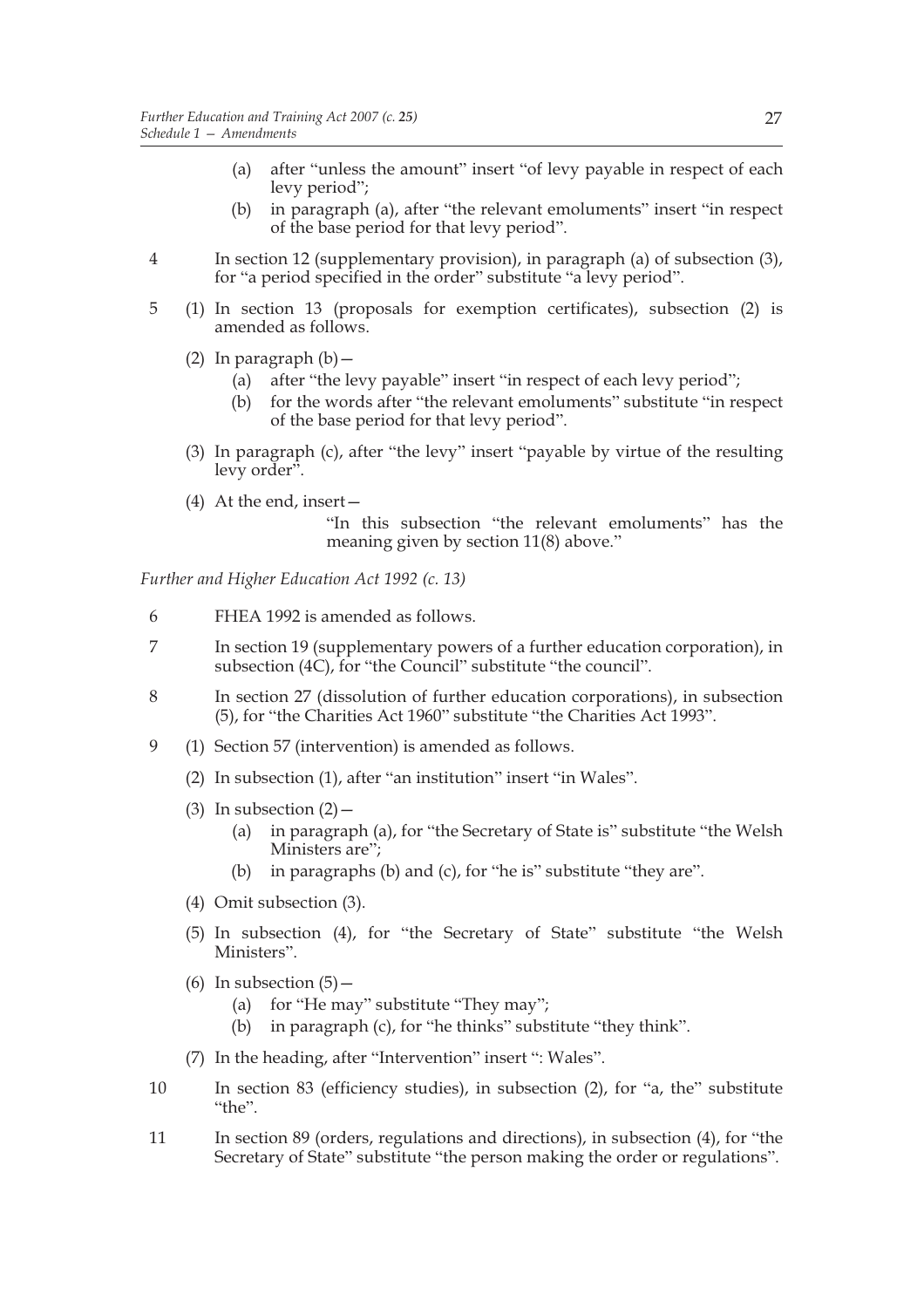(a) after "unless the amount" insert "of levy payable in respect of each levy period";

(b) in paragraph (a), after "the relevant emoluments" insert "in respect of the base period for that levy period".

4 In section 12 (supplementary provision), in paragraph (a) of subsection (3), for "a period specified in the order" substitute "a levy period".

5 (1) In section 13 (proposals for exemption certificates), subsection (2) is amended as follows.

(2) In paragraph (b)—

(a) after "the levy payable" insert "in respect of each levy period";

(b) for the words after "the relevant emoluments" substitute "in respect of the base period for that levy period".

(3) In paragraph (c), after "the levy" insert "payable by virtue of the resulting levy order".

(4) At the end, insert—

"In this subsection "the relevant emoluments" has the meaning given by section 11(8) above."

*Further and Higher Education Act 1992 (c. 13)*

6 FHEA 1992 is amended as follows.

7 In section 19 (supplementary powers of a further education corporation), in subsection (4C), for "the Council" substitute "the council".

8 In section 27 (dissolution of further education corporations), in subsection (5), for "the Charities Act 1960" substitute "the Charities Act 1993".

9 (1) Section 57 (intervention) is amended as follows.

(2) In subsection (1), after "an institution" insert "in Wales".

(3) In subsection (2)—

(a) in paragraph (a), for "the Secretary of State is" substitute "the Welsh Ministers are";

(b) in paragraphs (b) and (c), for "he is" substitute "they are".

(4) Omit subsection (3).

(5) In subsection (4), for "the Secretary of State" substitute "the Welsh Ministers".

(6) In subsection (5)—

(a) for "He may" substitute "They may";

(b) in paragraph (c), for "he thinks" substitute "they think".

(7) In the heading, after "Intervention" insert ": Wales".

10 In section 83 (efficiency studies), in subsection (2), for "a, the" substitute "the".

11 In section 89 (orders, regulations and directions), in subsection (4), for "the Secretary of State" substitute "the person making the order or regulations".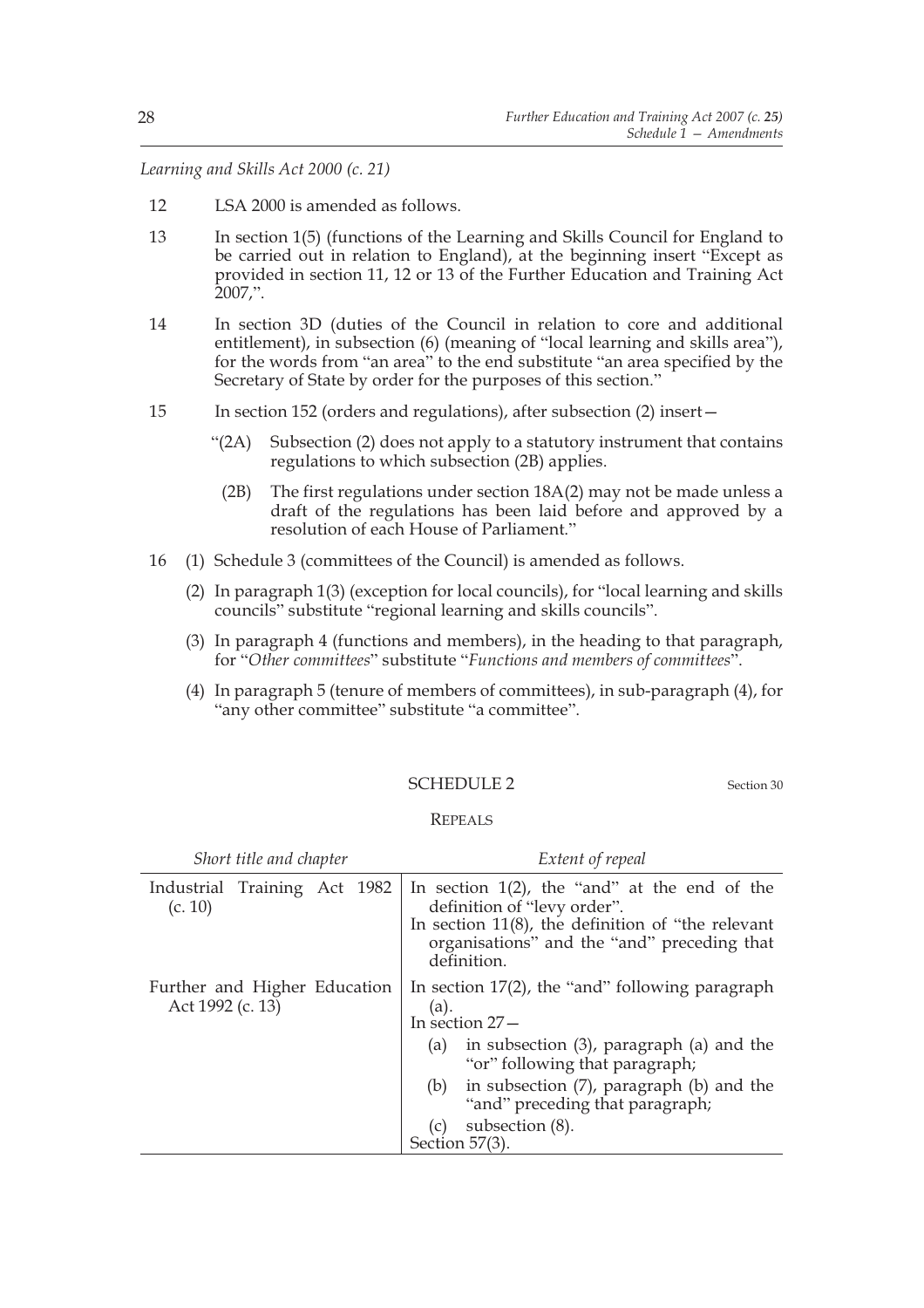*Learning and Skills Act 2000 (c. 21)*

12 LSA 2000 is amended as follows.

13 In section 1(5) (functions of the Learning and Skills Council for England to be carried out in relation to England), at the beginning insert "Except as provided in section 11, 12 or 13 of the Further Education and Training Act 2007,".

14 In section 3D (duties of the Council in relation to core and additional entitlement), in subsection (6) (meaning of "local learning and skills area"), for the words from "an area" to the end substitute "an area specified by the Secretary of State by order for the purposes of this section."

15 In section 152 (orders and regulations), after subsection (2) insert—

> "(2A) Subsection (2) does not apply to a statutory instrument that contains regulations to which subsection (2B) applies.
>
> (2B) The first regulations under section 18A(2) may not be made unless a draft of the regulations has been laid before and approved by a resolution of each House of Parliament."

16 (1) Schedule 3 (committees of the Council) is amended as follows.

(2) In paragraph 1(3) (exception for local councils), for "local learning and skills councils" substitute "regional learning and skills councils".

(3) In paragraph 4 (functions and members), in the heading to that paragraph, for "*Other committees*" substitute "*Functions and members of committees*".

(4) In paragraph 5 (tenure of members of committees), in sub-paragraph (4), for "any other committee" substitute "a committee".

## SCHEDULE 2

Section 30

### REPEALS

| *Short title and chapter* | *Extent of repeal* |
|---|---|
| Industrial Training Act 1982 (c. 10) | In section 1(2), the "and" at the end of the definition of "levy order".<br>In section 11(8), the definition of "the relevant organisations" and the "and" preceding that definition. |
| Further and Higher Education Act 1992 (c. 13) | In section 17(2), the "and" following paragraph (a).<br>In section 27—<br>(a) in subsection (3), paragraph (a) and the "or" following that paragraph;<br>(b) in subsection (7), paragraph (b) and the "and" preceding that paragraph;<br>(c) subsection (8).<br>Section 57(3). |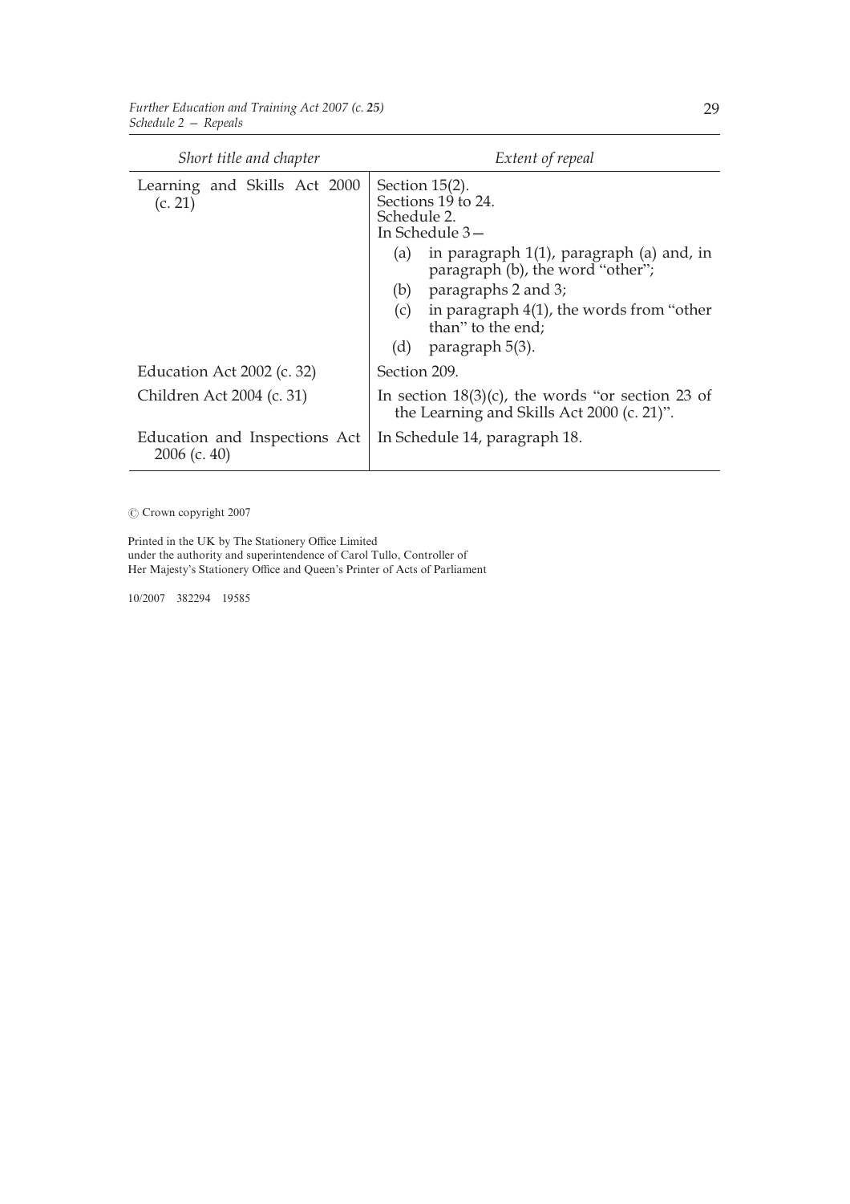| *Short title and chapter* | *Extent of repeal* |
|---|---|
| Learning and Skills Act 2000 (c. 21) | Section 15(2).<br>Sections 19 to 24.<br>Schedule 2.<br>In Schedule 3—<br>(a) in paragraph 1(1), paragraph (a) and, in paragraph (b), the word "other";<br>(b) paragraphs 2 and 3;<br>(c) in paragraph 4(1), the words from "other than" to the end;<br>(d) paragraph 5(3). |
| Education Act 2002 (c. 32) | Section 209. |
| Children Act 2004 (c. 31) | In section 18(3)(c), the words "or section 23 of the Learning and Skills Act 2000 (c. 21)". |
| Education and Inspections Act 2006 (c. 40) | In Schedule 14, paragraph 18. |

© Crown copyright 2007

Printed in the UK by The Stationery Office Limited
under the authority and superintendence of Carol Tullo, Controller of
Her Majesty's Stationery Office and Queen's Printer of Acts of Parliament

10/2007 382294 19585